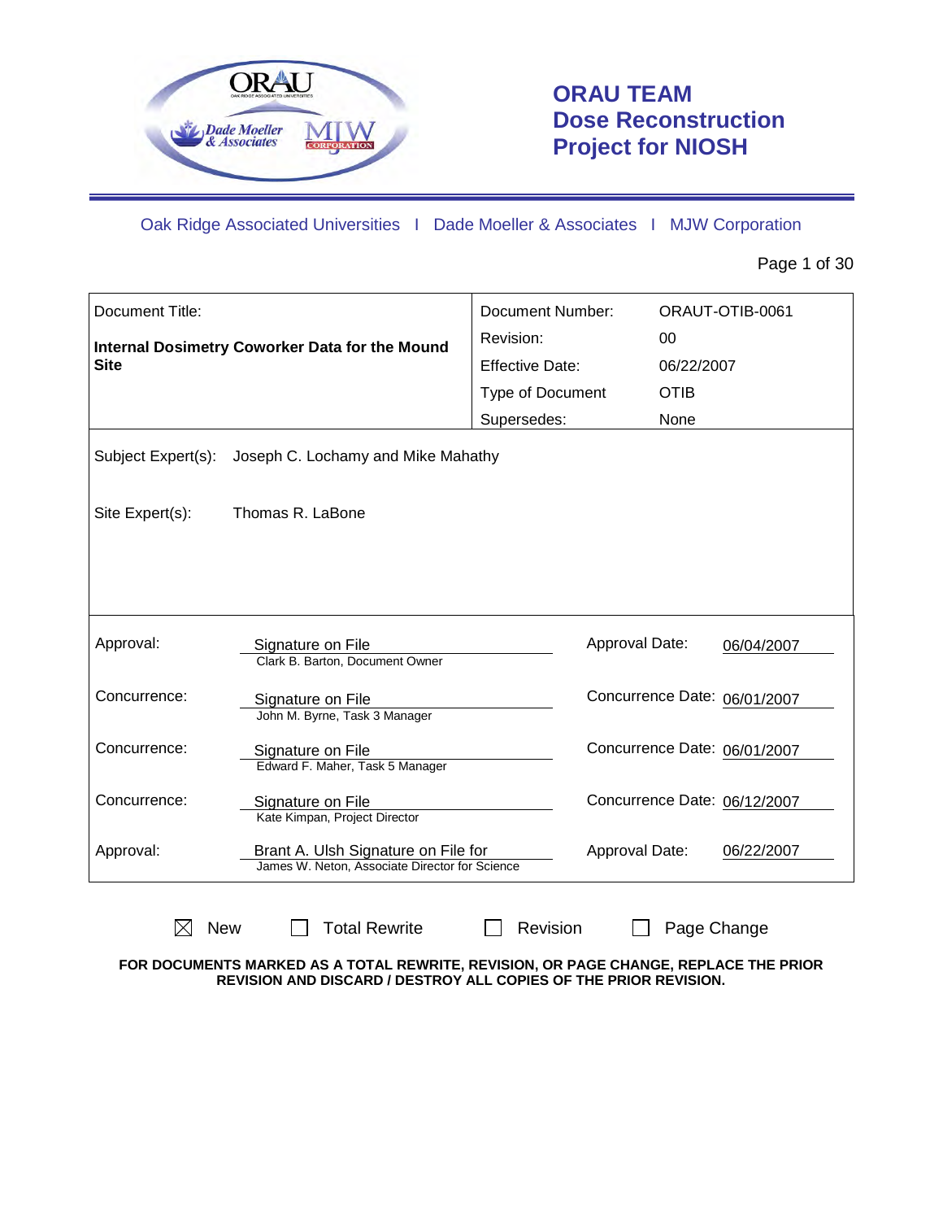# ORAU TEAM Dose Reconstruction Project for NIOSH

Oak Ridge Associated Universities I Dade Moeller & Associates I MJW Corporation

| Document Title: | Document Number: | ORAUT-OTIB-0061 |
|---|---|---|
| **Internal Dosimetry Coworker Data for the Mound Site** | Revision: | 00 |
| | Effective Date: | 06/22/2007 |
| | Type of Document | OTIB |
| | Supersedes: | None |

Subject Expert(s): Joseph C. Lochamy and Mike Mahathy

Site Expert(s): Thomas R. LaBone

| | | | |
|---|---|---|---|
| Approval: | Signature on File<br>Clark B. Barton, Document Owner | Approval Date: | 06/04/2007 |
| Concurrence: | Signature on File<br>John M. Byrne, Task 3 Manager | Concurrence Date: | 06/01/2007 |
| Concurrence: | Signature on File<br>Edward F. Maher, Task 5 Manager | Concurrence Date: | 06/01/2007 |
| Concurrence: | Signature on File<br>Kate Kimpan, Project Director | Concurrence Date: | 06/12/2007 |
| Approval: | Brant A. Ulsh Signature on File for<br>James W. Neton, Associate Director for Science | Approval Date: | 06/22/2007 |

☒ New ☐ Total Rewrite ☐ Revision ☐ Page Change

**FOR DOCUMENTS MARKED AS A TOTAL REWRITE, REVISION, OR PAGE CHANGE, REPLACE THE PRIOR REVISION AND DISCARD / DESTROY ALL COPIES OF THE PRIOR REVISION.**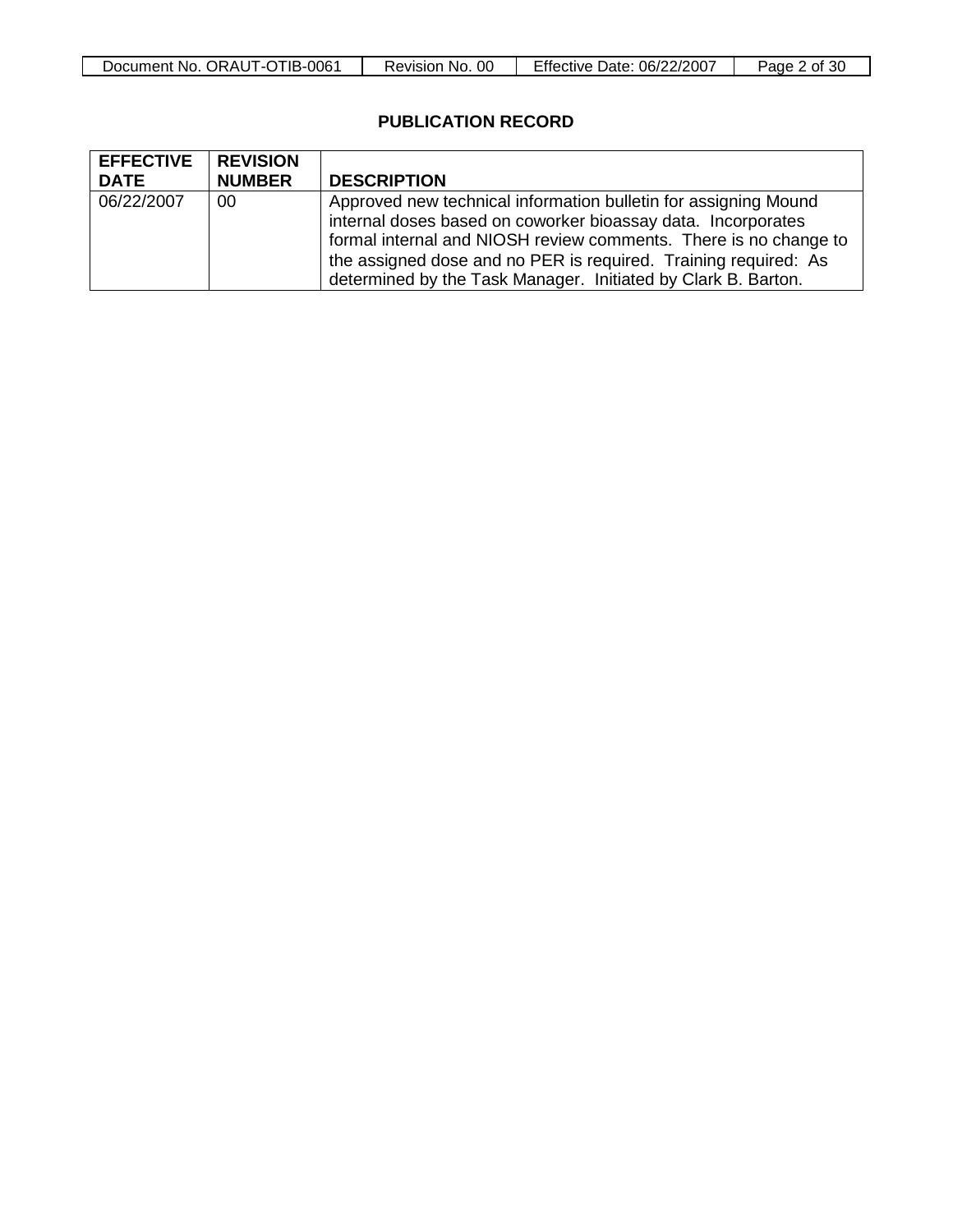## PUBLICATION RECORD

| EFFECTIVE DATE | REVISION NUMBER | DESCRIPTION |
|---|---|---|
| 06/22/2007 | 00 | Approved new technical information bulletin for assigning Mound internal doses based on coworker bioassay data. Incorporates formal internal and NIOSH review comments. There is no change to the assigned dose and no PER is required. Training required: As determined by the Task Manager. Initiated by Clark B. Barton. |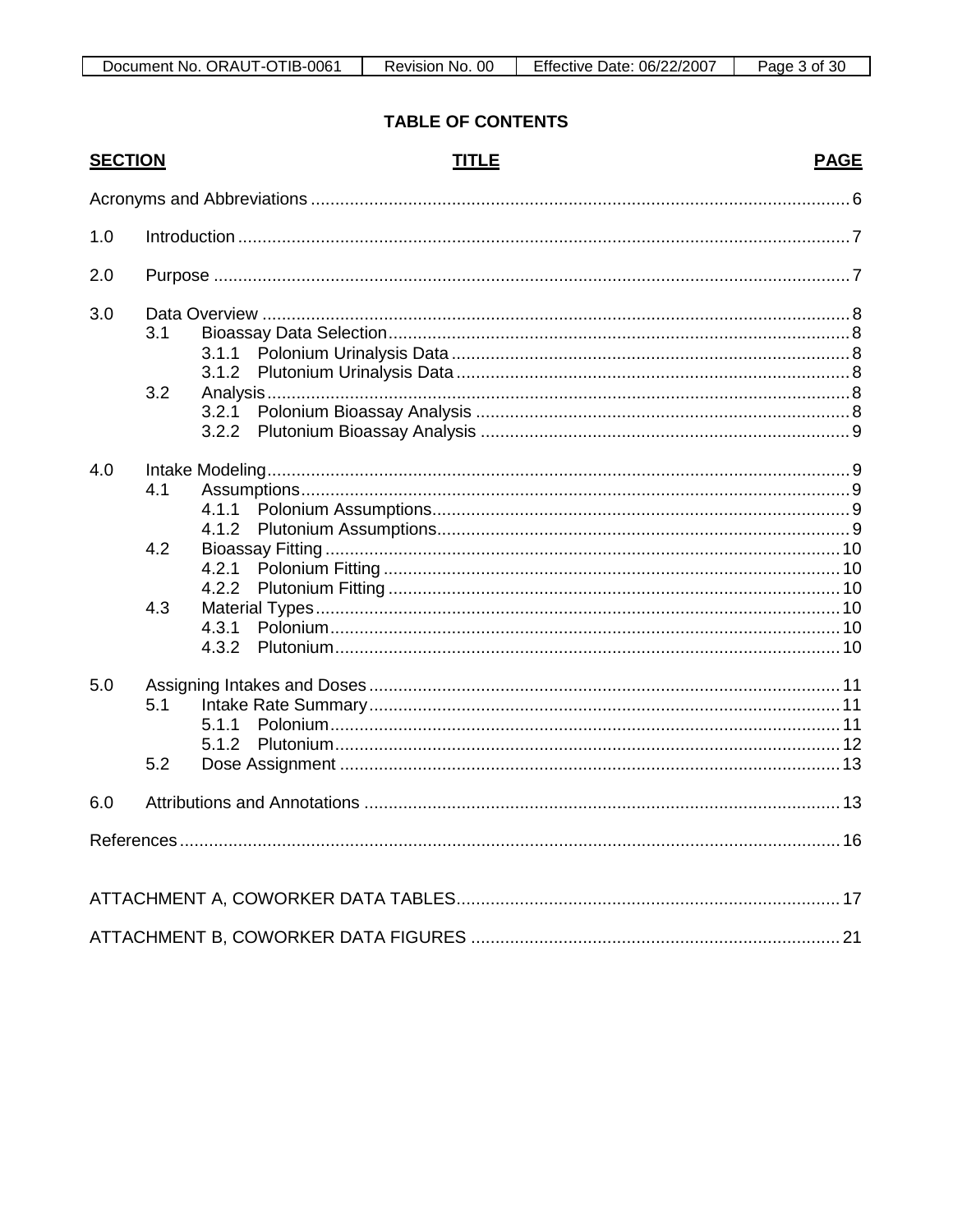## TABLE OF CONTENTS

| SECTION | | | TITLE | PAGE |
|---|---|---|---|---|
| Acronyms and Abbreviations | | | | 6 |
| 1.0 | | | Introduction | 7 |
| 2.0 | | | Purpose | 7 |
| 3.0 | | | Data Overview | 8 |
| | 3.1 | | Bioassay Data Selection | 8 |
| | | 3.1.1 | Polonium Urinalysis Data | 8 |
| | | 3.1.2 | Plutonium Urinalysis Data | 8 |
| | 3.2 | | Analysis | 8 |
| | | 3.2.1 | Polonium Bioassay Analysis | 8 |
| | | 3.2.2 | Plutonium Bioassay Analysis | 9 |
| 4.0 | | | Intake Modeling | 9 |
| | 4.1 | | Assumptions | 9 |
| | | 4.1.1 | Polonium Assumptions | 9 |
| | | 4.1.2 | Plutonium Assumptions | 9 |
| | 4.2 | | Bioassay Fitting | 10 |
| | | 4.2.1 | Polonium Fitting | 10 |
| | | 4.2.2 | Plutonium Fitting | 10 |
| | 4.3 | | Material Types | 10 |
| | | 4.3.1 | Polonium | 10 |
| | | 4.3.2 | Plutonium | 10 |
| 5.0 | | | Assigning Intakes and Doses | 11 |
| | 5.1 | | Intake Rate Summary | 11 |
| | | 5.1.1 | Polonium | 11 |
| | | 5.1.2 | Plutonium | 12 |
| | 5.2 | | Dose Assignment | 13 |
| 6.0 | | | Attributions and Annotations | 13 |
| References | | | | 16 |
| ATTACHMENT A, COWORKER DATA TABLES | | | | 17 |
| ATTACHMENT B, COWORKER DATA FIGURES | | | | 21 |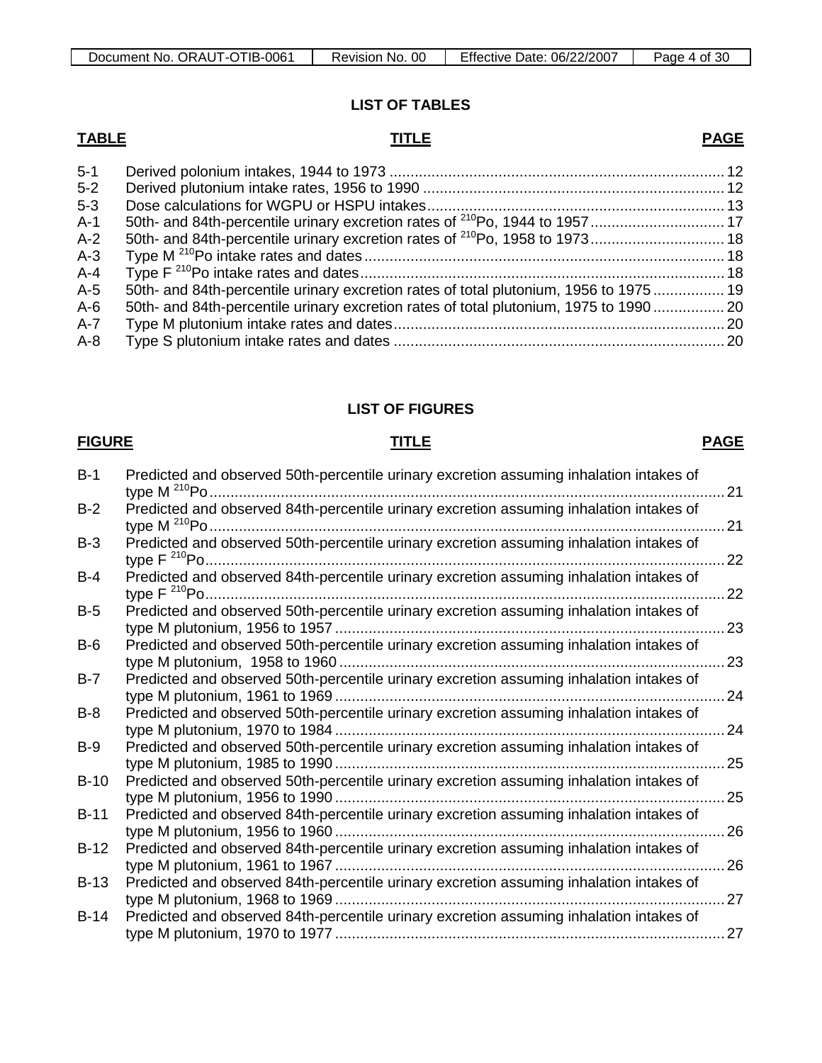## LIST OF TABLES

| TABLE | TITLE | PAGE |
|---|---|---|
| 5-1 | Derived polonium intakes, 1944 to 1973 | 12 |
| 5-2 | Derived plutonium intake rates, 1956 to 1990 | 12 |
| 5-3 | Dose calculations for WGPU or HSPU intakes | 13 |
| A-1 | 50th- and 84th-percentile urinary excretion rates of $^{210}$Po, 1944 to 1957 | 17 |
| A-2 | 50th- and 84th-percentile urinary excretion rates of $^{210}$Po, 1958 to 1973 | 18 |
| A-3 | Type M $^{210}$Po intake rates and dates | 18 |
| A-4 | Type F $^{210}$Po intake rates and dates | 18 |
| A-5 | 50th- and 84th-percentile urinary excretion rates of total plutonium, 1956 to 1975 | 19 |
| A-6 | 50th- and 84th-percentile urinary excretion rates of total plutonium, 1975 to 1990 | 20 |
| A-7 | Type M plutonium intake rates and dates | 20 |
| A-8 | Type S plutonium intake rates and dates | 20 |

## LIST OF FIGURES

| FIGURE | TITLE | PAGE |
|---|---|---|
| B-1 | Predicted and observed 50th-percentile urinary excretion assuming inhalation intakes of type M $^{210}$Po | 21 |
| B-2 | Predicted and observed 84th-percentile urinary excretion assuming inhalation intakes of type M $^{210}$Po | 21 |
| B-3 | Predicted and observed 50th-percentile urinary excretion assuming inhalation intakes of type F $^{210}$Po | 22 |
| B-4 | Predicted and observed 84th-percentile urinary excretion assuming inhalation intakes of type F $^{210}$Po | 22 |
| B-5 | Predicted and observed 50th-percentile urinary excretion assuming inhalation intakes of type M plutonium, 1956 to 1957 | 23 |
| B-6 | Predicted and observed 50th-percentile urinary excretion assuming inhalation intakes of type M plutonium, 1958 to 1960 | 23 |
| B-7 | Predicted and observed 50th-percentile urinary excretion assuming inhalation intakes of type M plutonium, 1961 to 1969 | 24 |
| B-8 | Predicted and observed 50th-percentile urinary excretion assuming inhalation intakes of type M plutonium, 1970 to 1984 | 24 |
| B-9 | Predicted and observed 50th-percentile urinary excretion assuming inhalation intakes of type M plutonium, 1985 to 1990 | 25 |
| B-10 | Predicted and observed 50th-percentile urinary excretion assuming inhalation intakes of type M plutonium, 1956 to 1990 | 25 |
| B-11 | Predicted and observed 84th-percentile urinary excretion assuming inhalation intakes of type M plutonium, 1956 to 1960 | 26 |
| B-12 | Predicted and observed 84th-percentile urinary excretion assuming inhalation intakes of type M plutonium, 1961 to 1967 | 26 |
| B-13 | Predicted and observed 84th-percentile urinary excretion assuming inhalation intakes of type M plutonium, 1968 to 1969 | 27 |
| B-14 | Predicted and observed 84th-percentile urinary excretion assuming inhalation intakes of type M plutonium, 1970 to 1977 | 27 |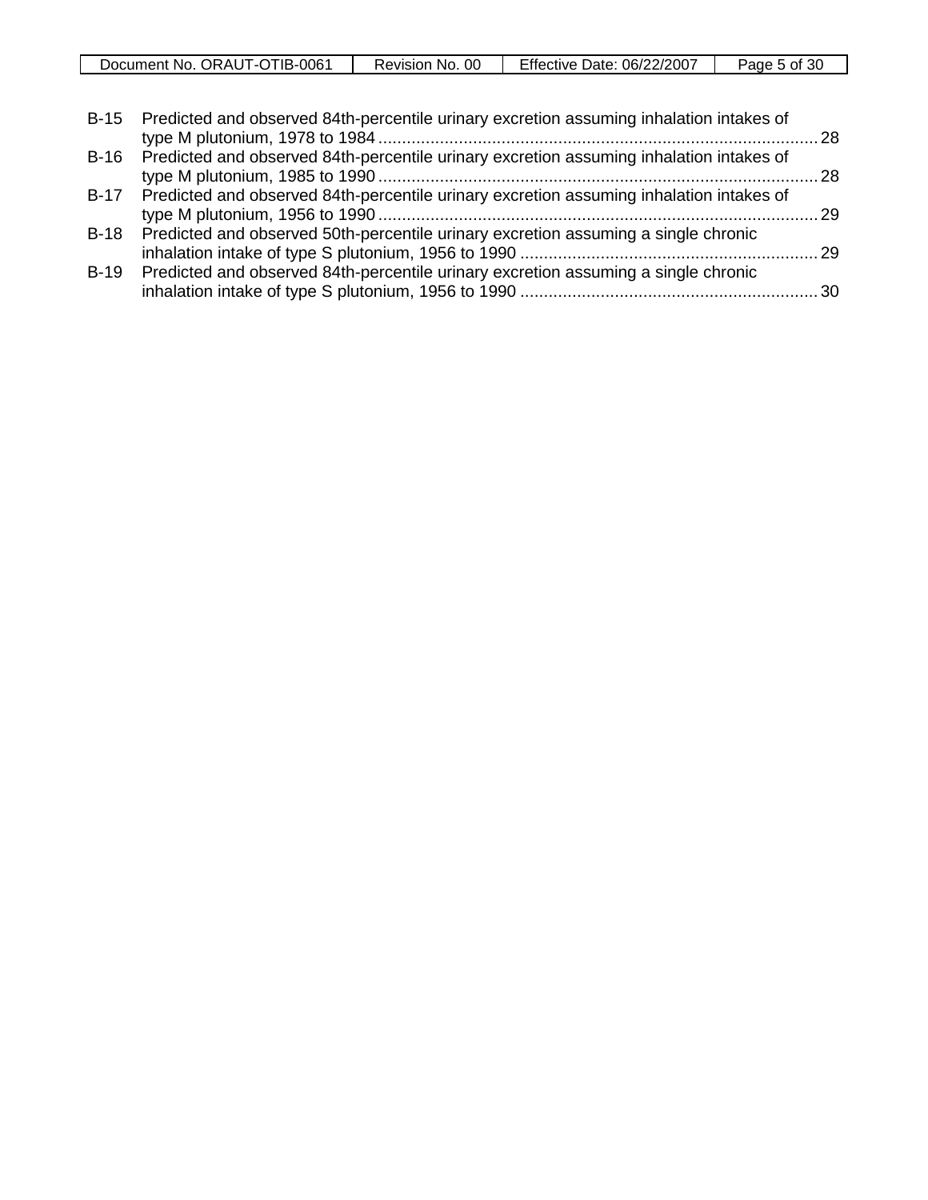| | | |
|---|---|---|
| B-15 | Predicted and observed 84th-percentile urinary excretion assuming inhalation intakes of type M plutonium, 1978 to 1984 | 28 |
| B-16 | Predicted and observed 84th-percentile urinary excretion assuming inhalation intakes of type M plutonium, 1985 to 1990 | 28 |
| B-17 | Predicted and observed 84th-percentile urinary excretion assuming inhalation intakes of type M plutonium, 1956 to 1990 | 29 |
| B-18 | Predicted and observed 50th-percentile urinary excretion assuming a single chronic inhalation intake of type S plutonium, 1956 to 1990 | 29 |
| B-19 | Predicted and observed 84th-percentile urinary excretion assuming a single chronic inhalation intake of type S plutonium, 1956 to 1990 | 30 |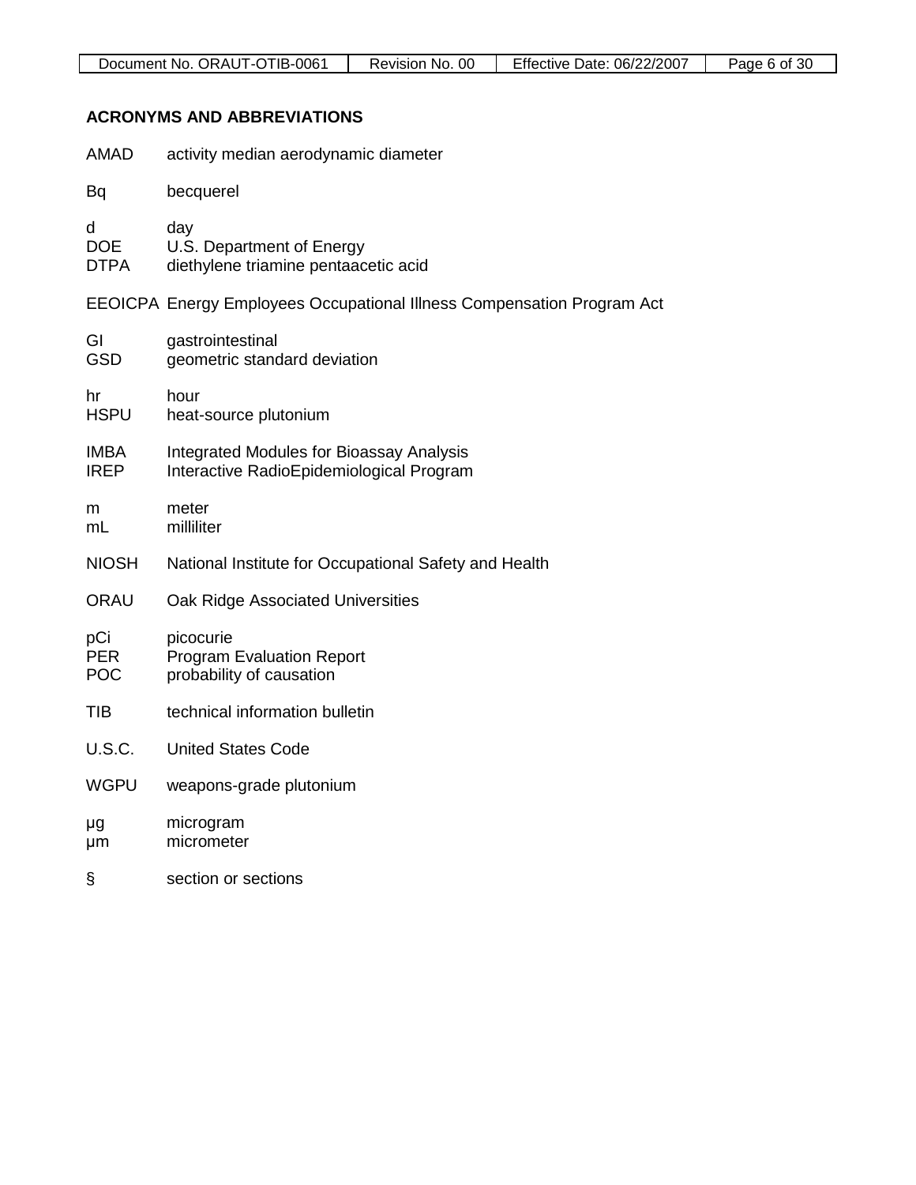## ACRONYMS AND ABBREVIATIONS

AMAD activity median aerodynamic diameter

Bq becquerel

d day
DOE U.S. Department of Energy
DTPA diethylene triamine pentaacetic acid

EEOICPA Energy Employees Occupational Illness Compensation Program Act

GI gastrointestinal
GSD geometric standard deviation

hr hour
HSPU heat-source plutonium

IMBA Integrated Modules for Bioassay Analysis
IREP Interactive RadioEpidemiological Program

m meter
mL milliliter

NIOSH National Institute for Occupational Safety and Health

ORAU Oak Ridge Associated Universities

pCi picocurie
PER Program Evaluation Report
POC probability of causation

TIB technical information bulletin

U.S.C. United States Code

WGPU weapons-grade plutonium

μg microgram
μm micrometer

§ section or sections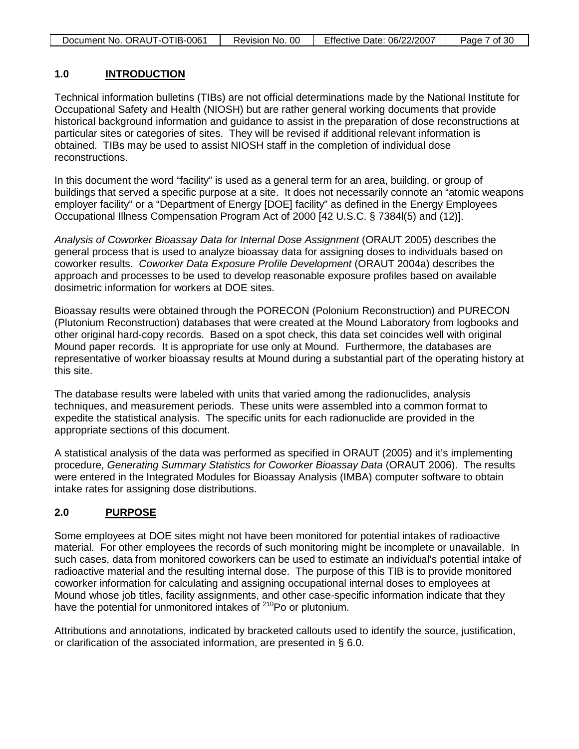## 1.0 INTRODUCTION

Technical information bulletins (TIBs) are not official determinations made by the National Institute for Occupational Safety and Health (NIOSH) but are rather general working documents that provide historical background information and guidance to assist in the preparation of dose reconstructions at particular sites or categories of sites. They will be revised if additional relevant information is obtained. TIBs may be used to assist NIOSH staff in the completion of individual dose reconstructions.

In this document the word "facility" is used as a general term for an area, building, or group of buildings that served a specific purpose at a site. It does not necessarily connote an "atomic weapons employer facility" or a "Department of Energy [DOE] facility" as defined in the Energy Employees Occupational Illness Compensation Program Act of 2000 [42 U.S.C. § 7384l(5) and (12)].

*Analysis of Coworker Bioassay Data for Internal Dose Assignment* (ORAUT 2005) describes the general process that is used to analyze bioassay data for assigning doses to individuals based on coworker results. *Coworker Data Exposure Profile Development* (ORAUT 2004a) describes the approach and processes to be used to develop reasonable exposure profiles based on available dosimetric information for workers at DOE sites.

Bioassay results were obtained through the PORECON (Polonium Reconstruction) and PURECON (Plutonium Reconstruction) databases that were created at the Mound Laboratory from logbooks and other original hard-copy records. Based on a spot check, this data set coincides well with original Mound paper records. It is appropriate for use only at Mound. Furthermore, the databases are representative of worker bioassay results at Mound during a substantial part of the operating history at this site.

The database results were labeled with units that varied among the radionuclides, analysis techniques, and measurement periods. These units were assembled into a common format to expedite the statistical analysis. The specific units for each radionuclide are provided in the appropriate sections of this document.

A statistical analysis of the data was performed as specified in ORAUT (2005) and it's implementing procedure, *Generating Summary Statistics for Coworker Bioassay Data* (ORAUT 2006). The results were entered in the Integrated Modules for Bioassay Analysis (IMBA) computer software to obtain intake rates for assigning dose distributions.

## 2.0 PURPOSE

Some employees at DOE sites might not have been monitored for potential intakes of radioactive material. For other employees the records of such monitoring might be incomplete or unavailable. In such cases, data from monitored coworkers can be used to estimate an individual's potential intake of radioactive material and the resulting internal dose. The purpose of this TIB is to provide monitored coworker information for calculating and assigning occupational internal doses to employees at Mound whose job titles, facility assignments, and other case-specific information indicate that they have the potential for unmonitored intakes of $^{210}$Po or plutonium.

Attributions and annotations, indicated by bracketed callouts used to identify the source, justification, or clarification of the associated information, are presented in § 6.0.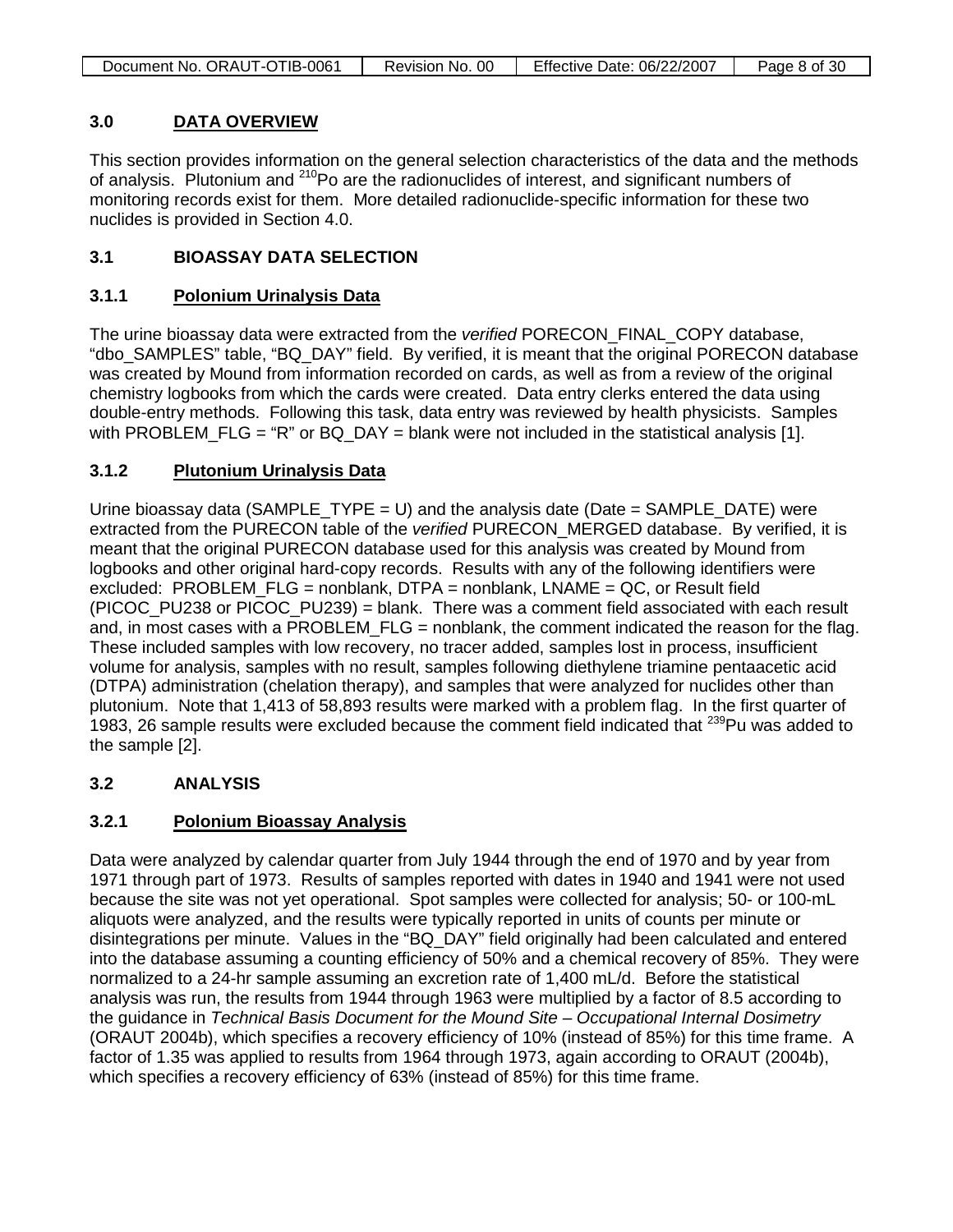## 3.0 DATA OVERVIEW

This section provides information on the general selection characteristics of the data and the methods of analysis. Plutonium and $^{210}$Po are the radionuclides of interest, and significant numbers of monitoring records exist for them. More detailed radionuclide-specific information for these two nuclides is provided in Section 4.0.

## 3.1 BIOASSAY DATA SELECTION

### 3.1.1 Polonium Urinalysis Data

The urine bioassay data were extracted from the *verified* PORECON_FINAL_COPY database, "dbo_SAMPLES" table, "BQ_DAY" field. By verified, it is meant that the original PORECON database was created by Mound from information recorded on cards, as well as from a review of the original chemistry logbooks from which the cards were created. Data entry clerks entered the data using double-entry methods. Following this task, data entry was reviewed by health physicists. Samples with PROBLEM_FLG = "R" or BQ_DAY = blank were not included in the statistical analysis [1].

### 3.1.2 Plutonium Urinalysis Data

Urine bioassay data (SAMPLE_TYPE = U) and the analysis date (Date = SAMPLE_DATE) were extracted from the PURECON table of the *verified* PURECON_MERGED database. By verified, it is meant that the original PURECON database used for this analysis was created by Mound from logbooks and other original hard-copy records. Results with any of the following identifiers were excluded: PROBLEM_FLG = nonblank, DTPA = nonblank, LNAME = QC, or Result field (PICOC_PU238 or PICOC_PU239) = blank. There was a comment field associated with each result and, in most cases with a PROBLEM_FLG = nonblank, the comment indicated the reason for the flag. These included samples with low recovery, no tracer added, samples lost in process, insufficient volume for analysis, samples with no result, samples following diethylene triamine pentaacetic acid (DTPA) administration (chelation therapy), and samples that were analyzed for nuclides other than plutonium. Note that 1,413 of 58,893 results were marked with a problem flag. In the first quarter of 1983, 26 sample results were excluded because the comment field indicated that $^{239}$Pu was added to the sample [2].

## 3.2 ANALYSIS

### 3.2.1 Polonium Bioassay Analysis

Data were analyzed by calendar quarter from July 1944 through the end of 1970 and by year from 1971 through part of 1973. Results of samples reported with dates in 1940 and 1941 were not used because the site was not yet operational. Spot samples were collected for analysis; 50- or 100-mL aliquots were analyzed, and the results were typically reported in units of counts per minute or disintegrations per minute. Values in the "BQ_DAY" field originally had been calculated and entered into the database assuming a counting efficiency of 50% and a chemical recovery of 85%. They were normalized to a 24-hr sample assuming an excretion rate of 1,400 mL/d. Before the statistical analysis was run, the results from 1944 through 1963 were multiplied by a factor of 8.5 according to the guidance in *Technical Basis Document for the Mound Site – Occupational Internal Dosimetry* (ORAUT 2004b), which specifies a recovery efficiency of 10% (instead of 85%) for this time frame. A factor of 1.35 was applied to results from 1964 through 1973, again according to ORAUT (2004b), which specifies a recovery efficiency of 63% (instead of 85%) for this time frame.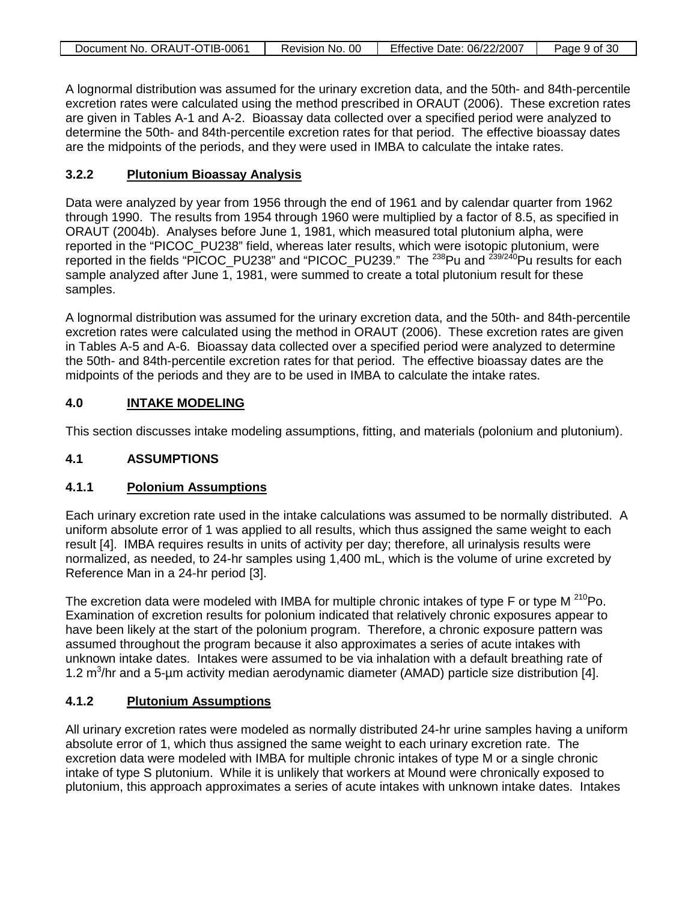A lognormal distribution was assumed for the urinary excretion data, and the 50th- and 84th-percentile excretion rates were calculated using the method prescribed in ORAUT (2006). These excretion rates are given in Tables A-1 and A-2. Bioassay data collected over a specified period were analyzed to determine the 50th- and 84th-percentile excretion rates for that period. The effective bioassay dates are the midpoints of the periods, and they were used in IMBA to calculate the intake rates.

### 3.2.2 Plutonium Bioassay Analysis

Data were analyzed by year from 1956 through the end of 1961 and by calendar quarter from 1962 through 1990. The results from 1954 through 1960 were multiplied by a factor of 8.5, as specified in ORAUT (2004b). Analyses before June 1, 1981, which measured total plutonium alpha, were reported in the "PICOC_PU238" field, whereas later results, which were isotopic plutonium, were reported in the fields "PICOC_PU238" and "PICOC_PU239." The $^{238}$Pu and $^{239/240}$Pu results for each sample analyzed after June 1, 1981, were summed to create a total plutonium result for these samples.

A lognormal distribution was assumed for the urinary excretion data, and the 50th- and 84th-percentile excretion rates were calculated using the method in ORAUT (2006). These excretion rates are given in Tables A-5 and A-6. Bioassay data collected over a specified period were analyzed to determine the 50th- and 84th-percentile excretion rates for that period. The effective bioassay dates are the midpoints of the periods and they are to be used in IMBA to calculate the intake rates.

## 4.0 INTAKE MODELING

This section discusses intake modeling assumptions, fitting, and materials (polonium and plutonium).

### 4.1 ASSUMPTIONS

### 4.1.1 Polonium Assumptions

Each urinary excretion rate used in the intake calculations was assumed to be normally distributed. A uniform absolute error of 1 was applied to all results, which thus assigned the same weight to each result [4]. IMBA requires results in units of activity per day; therefore, all urinalysis results were normalized, as needed, to 24-hr samples using 1,400 mL, which is the volume of urine excreted by Reference Man in a 24-hr period [3].

The excretion data were modeled with IMBA for multiple chronic intakes of type F or type M $^{210}$Po. Examination of excretion results for polonium indicated that relatively chronic exposures appear to have been likely at the start of the polonium program. Therefore, a chronic exposure pattern was assumed throughout the program because it also approximates a series of acute intakes with unknown intake dates. Intakes were assumed to be via inhalation with a default breathing rate of 1.2 $m^3$/hr and a 5-µm activity median aerodynamic diameter (AMAD) particle size distribution [4].

### 4.1.2 Plutonium Assumptions

All urinary excretion rates were modeled as normally distributed 24-hr urine samples having a uniform absolute error of 1, which thus assigned the same weight to each urinary excretion rate. The excretion data were modeled with IMBA for multiple chronic intakes of type M or a single chronic intake of type S plutonium. While it is unlikely that workers at Mound were chronically exposed to plutonium, this approach approximates a series of acute intakes with unknown intake dates. Intakes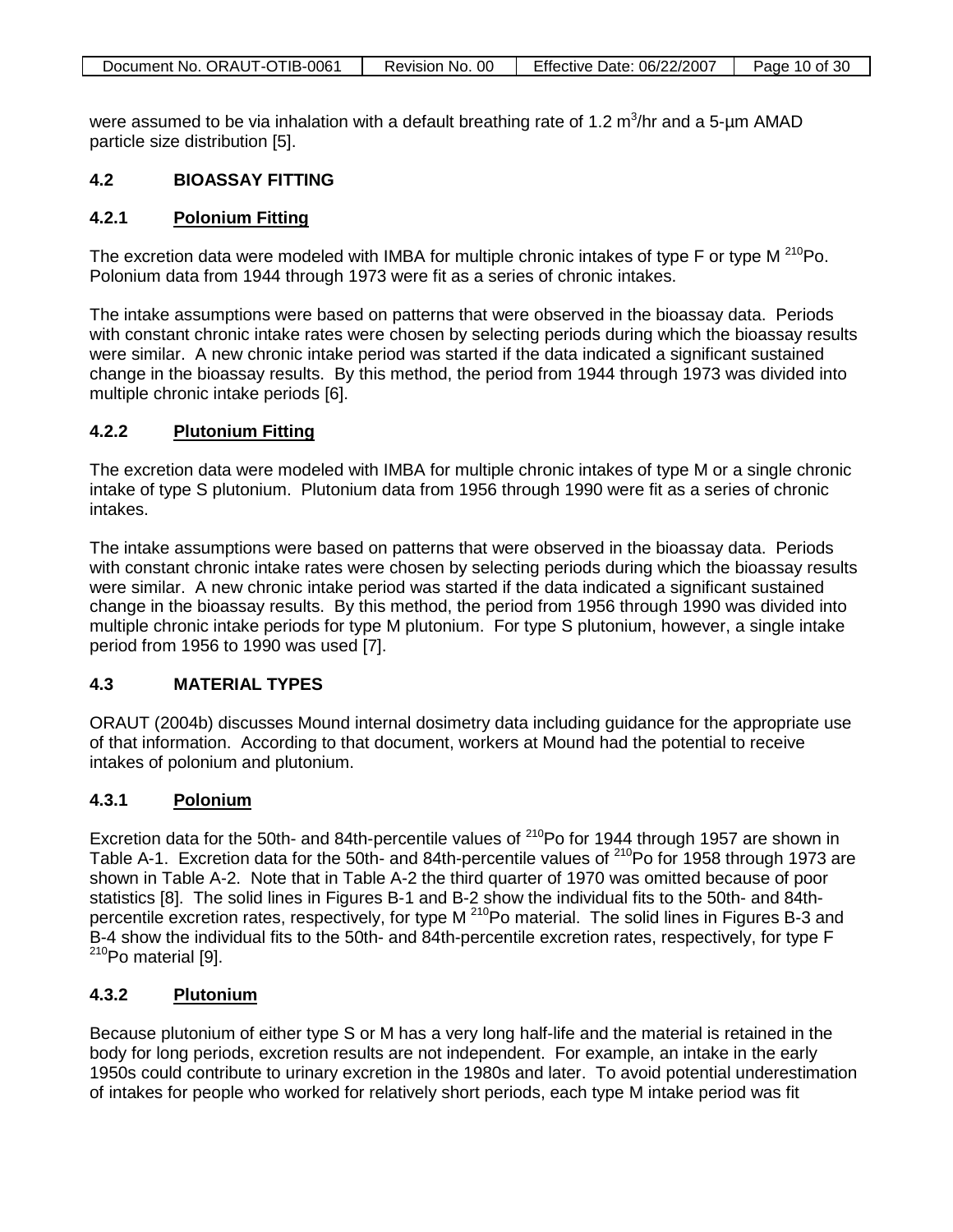were assumed to be via inhalation with a default breathing rate of 1.2 $m^3$/hr and a 5-μm AMAD particle size distribution [5].

### 4.2 BIOASSAY FITTING

#### 4.2.1 Polonium Fitting

The excretion data were modeled with IMBA for multiple chronic intakes of type F or type M $^{210}$Po. Polonium data from 1944 through 1973 were fit as a series of chronic intakes.

The intake assumptions were based on patterns that were observed in the bioassay data. Periods with constant chronic intake rates were chosen by selecting periods during which the bioassay results were similar. A new chronic intake period was started if the data indicated a significant sustained change in the bioassay results. By this method, the period from 1944 through 1973 was divided into multiple chronic intake periods [6].

#### 4.2.2 Plutonium Fitting

The excretion data were modeled with IMBA for multiple chronic intakes of type M or a single chronic intake of type S plutonium. Plutonium data from 1956 through 1990 were fit as a series of chronic intakes.

The intake assumptions were based on patterns that were observed in the bioassay data. Periods with constant chronic intake rates were chosen by selecting periods during which the bioassay results were similar. A new chronic intake period was started if the data indicated a significant sustained change in the bioassay results. By this method, the period from 1956 through 1990 was divided into multiple chronic intake periods for type M plutonium. For type S plutonium, however, a single intake period from 1956 to 1990 was used [7].

### 4.3 MATERIAL TYPES

ORAUT (2004b) discusses Mound internal dosimetry data including guidance for the appropriate use of that information. According to that document, workers at Mound had the potential to receive intakes of polonium and plutonium.

#### 4.3.1 Polonium

Excretion data for the 50th- and 84th-percentile values of $^{210}$Po for 1944 through 1957 are shown in Table A-1. Excretion data for the 50th- and 84th-percentile values of $^{210}$Po for 1958 through 1973 are shown in Table A-2. Note that in Table A-2 the third quarter of 1970 was omitted because of poor statistics [8]. The solid lines in Figures B-1 and B-2 show the individual fits to the 50th- and 84th-percentile excretion rates, respectively, for type M $^{210}$Po material. The solid lines in Figures B-3 and B-4 show the individual fits to the 50th- and 84th-percentile excretion rates, respectively, for type F $^{210}$Po material [9].

#### 4.3.2 Plutonium

Because plutonium of either type S or M has a very long half-life and the material is retained in the body for long periods, excretion results are not independent. For example, an intake in the early 1950s could contribute to urinary excretion in the 1980s and later. To avoid potential underestimation of intakes for people who worked for relatively short periods, each type M intake period was fit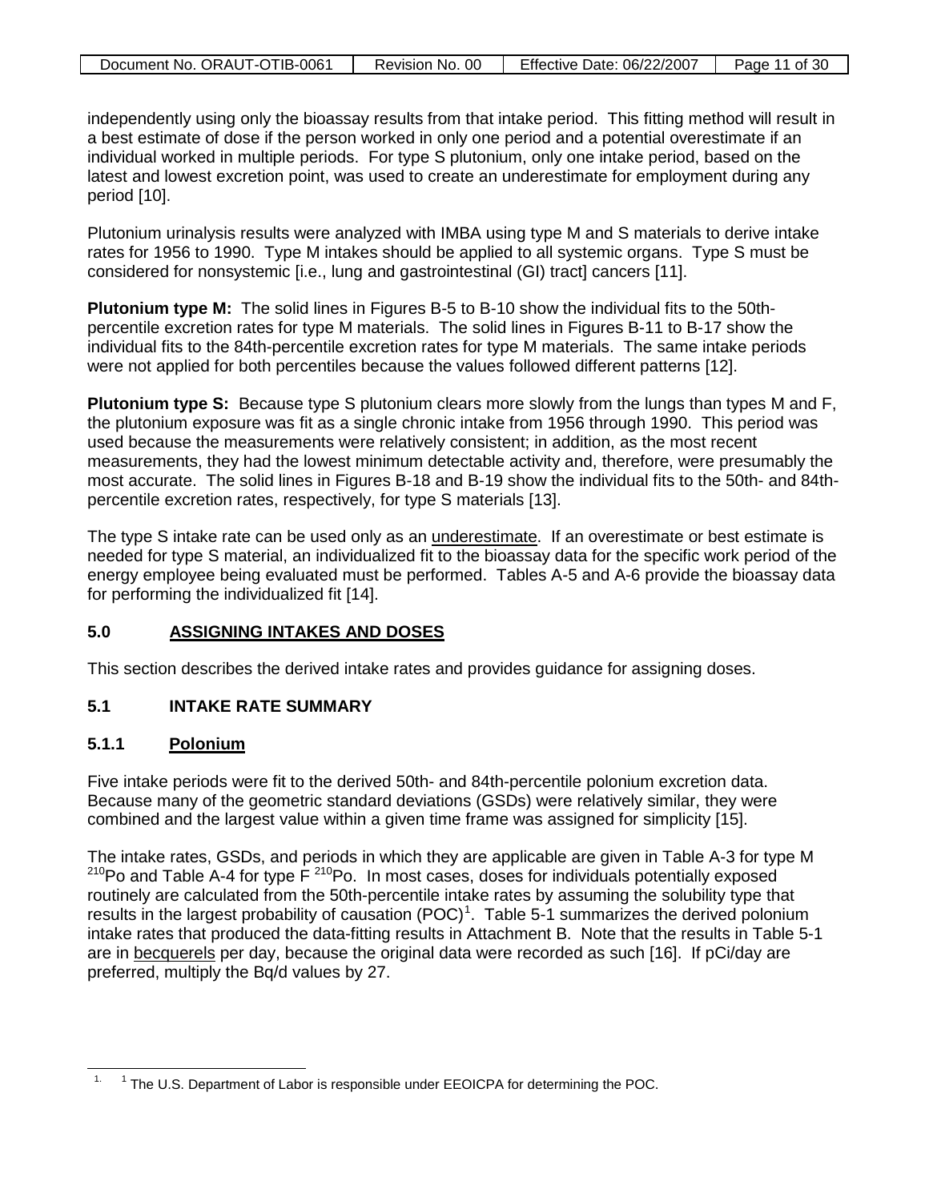independently using only the bioassay results from that intake period. This fitting method will result in a best estimate of dose if the person worked in only one period and a potential overestimate if an individual worked in multiple periods. For type S plutonium, only one intake period, based on the latest and lowest excretion point, was used to create an underestimate for employment during any period [10].

Plutonium urinalysis results were analyzed with IMBA using type M and S materials to derive intake rates for 1956 to 1990. Type M intakes should be applied to all systemic organs. Type S must be considered for nonsystemic [i.e., lung and gastrointestinal (GI) tract] cancers [11].

**Plutonium type M:** The solid lines in Figures B-5 to B-10 show the individual fits to the 50th-percentile excretion rates for type M materials. The solid lines in Figures B-11 to B-17 show the individual fits to the 84th-percentile excretion rates for type M materials. The same intake periods were not applied for both percentiles because the values followed different patterns [12].

**Plutonium type S:** Because type S plutonium clears more slowly from the lungs than types M and F, the plutonium exposure was fit as a single chronic intake from 1956 through 1990. This period was used because the measurements were relatively consistent; in addition, as the most recent measurements, they had the lowest minimum detectable activity and, therefore, were presumably the most accurate. The solid lines in Figures B-18 and B-19 show the individual fits to the 50th- and 84th-percentile excretion rates, respectively, for type S materials [13].

The type S intake rate can be used only as an underestimate. If an overestimate or best estimate is needed for type S material, an individualized fit to the bioassay data for the specific work period of the energy employee being evaluated must be performed. Tables A-5 and A-6 provide the bioassay data for performing the individualized fit [14].

## 5.0 ASSIGNING INTAKES AND DOSES

This section describes the derived intake rates and provides guidance for assigning doses.

### 5.1 INTAKE RATE SUMMARY

#### 5.1.1 Polonium

Five intake periods were fit to the derived 50th- and 84th-percentile polonium excretion data. Because many of the geometric standard deviations (GSDs) were relatively similar, they were combined and the largest value within a given time frame was assigned for simplicity [15].

The intake rates, GSDs, and periods in which they are applicable are given in Table A-3 for type M $^{210}$Po and Table A-4 for type F $^{210}$Po. In most cases, doses for individuals potentially exposed routinely are calculated from the 50th-percentile intake rates by assuming the solubility type that results in the largest probability of causation (POC)[1]. Table 5-1 summarizes the derived polonium intake rates that produced the data-fitting results in Attachment B. Note that the results in Table 5-1 are in becquerels per day, because the original data were recorded as such [16]. If pCi/day are preferred, multiply the Bq/d values by 27.

---

1. [1] The U.S. Department of Labor is responsible under EEOICPA for determining the POC.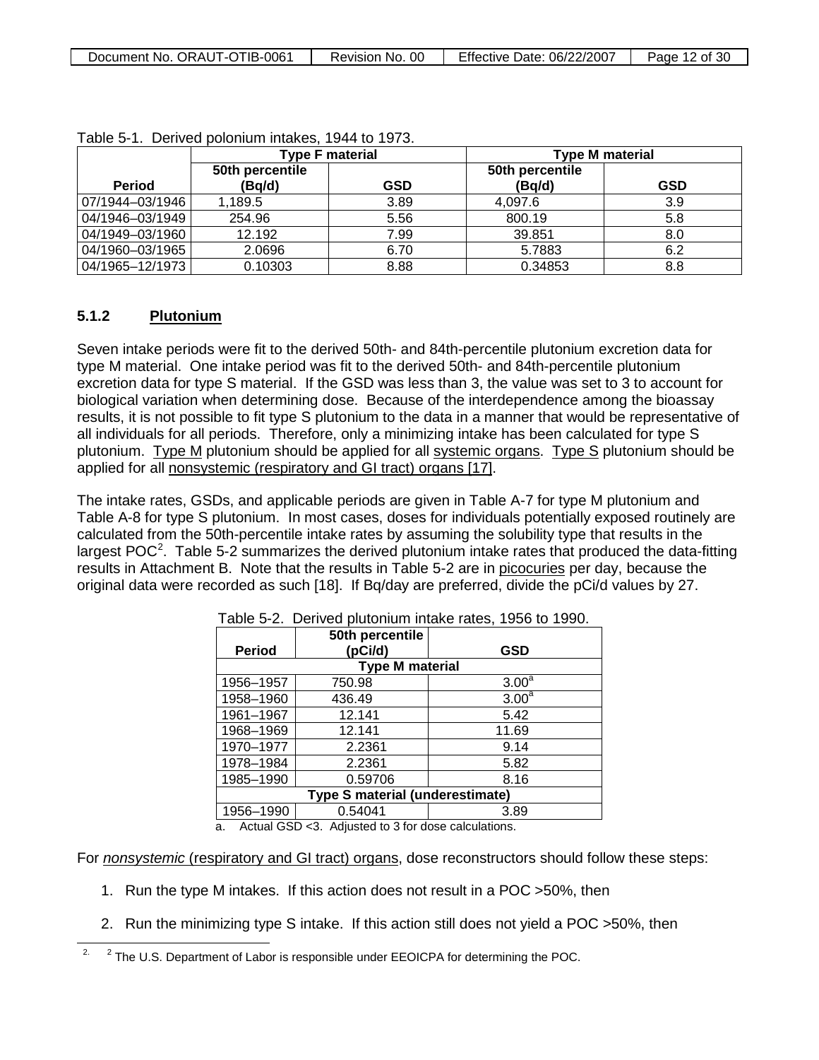Table 5-1. Derived polonium intakes, 1944 to 1973.

| | Type F material | | Type M material | |
|---|---|---|---|---|
| Period | 50th percentile (Bq/d) | GSD | 50th percentile (Bq/d) | GSD |
| 07/1944–03/1946 | 1,189.5 | 3.89 | 4,097.6 | 3.9 |
| 04/1946–03/1949 | 254.96 | 5.56 | 800.19 | 5.8 |
| 04/1949–03/1960 | 12.192 | 7.99 | 39.851 | 8.0 |
| 04/1960–03/1965 | 2.0696 | 6.70 | 5.7883 | 6.2 |
| 04/1965–12/1973 | 0.10303 | 8.88 | 0.34853 | 8.8 |

### 5.1.2 Plutonium

Seven intake periods were fit to the derived 50th- and 84th-percentile plutonium excretion data for type M material. One intake period was fit to the derived 50th- and 84th-percentile plutonium excretion data for type S material. If the GSD was less than 3, the value was set to 3 to account for biological variation when determining dose. Because of the interdependence among the bioassay results, it is not possible to fit type S plutonium to the data in a manner that would be representative of all individuals for all periods. Therefore, only a minimizing intake has been calculated for type S plutonium. Type M plutonium should be applied for all systemic organs. Type S plutonium should be applied for all nonsystemic (respiratory and GI tract) organs [17].

The intake rates, GSDs, and applicable periods are given in Table A-7 for type M plutonium and Table A-8 for type S plutonium. In most cases, doses for individuals potentially exposed routinely are calculated from the 50th-percentile intake rates by assuming the solubility type that results in the largest POC[2]. Table 5-2 summarizes the derived plutonium intake rates that produced the data-fitting results in Attachment B. Note that the results in Table 5-2 are in picocuries per day, because the original data were recorded as such [18]. If Bq/day are preferred, divide the pCi/d values by 27.

Table 5-2. Derived plutonium intake rates, 1956 to 1990.

| Period | 50th percentile (pCi/d) | GSD |
|---|---|---|
| **Type M material** | | |
| 1956–1957 | 750.98 | 3.00[a] |
| 1958–1960 | 436.49 | 3.00[a] |
| 1961–1967 | 12.141 | 5.42 |
| 1968–1969 | 12.141 | 11.69 |
| 1970–1977 | 2.2361 | 9.14 |
| 1978–1984 | 2.2361 | 5.82 |
| 1985–1990 | 0.59706 | 8.16 |
| **Type S material (underestimate)** | | |
| 1956–1990 | 0.54041 | 3.89 |

a. Actual GSD <3. Adjusted to 3 for dose calculations.

For *nonsystemic* (respiratory and GI tract) organs, dose reconstructors should follow these steps:

1. Run the type M intakes. If this action does not result in a POC >50%, then
2. Run the minimizing type S intake. If this action still does not yield a POC >50%, then

---

[2] The U.S. Department of Labor is responsible under EEOICPA for determining the POC.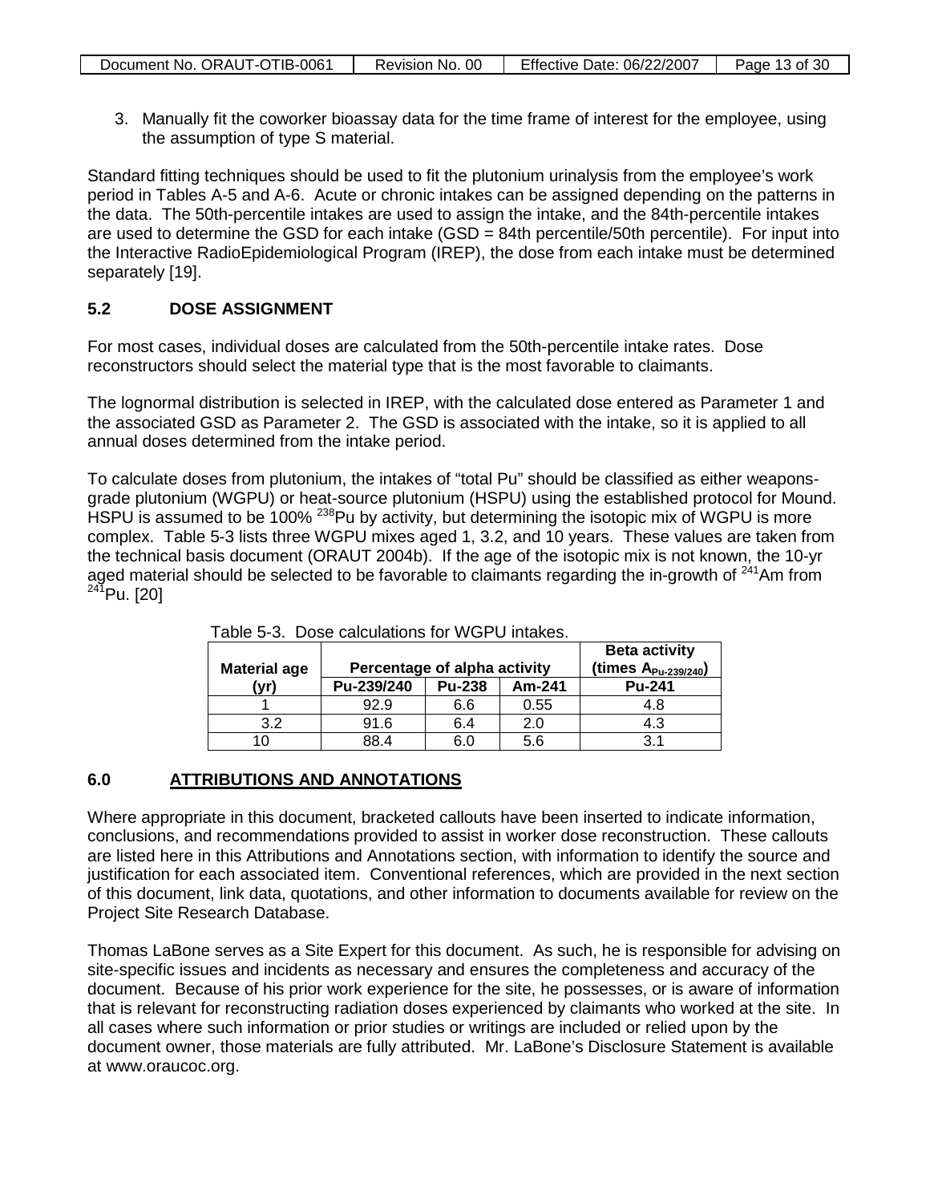3. Manually fit the coworker bioassay data for the time frame of interest for the employee, using the assumption of type S material.

Standard fitting techniques should be used to fit the plutonium urinalysis from the employee's work period in Tables A-5 and A-6. Acute or chronic intakes can be assigned depending on the patterns in the data. The 50th-percentile intakes are used to assign the intake, and the 84th-percentile intakes are used to determine the GSD for each intake (GSD = 84th percentile/50th percentile). For input into the Interactive RadioEpidemiological Program (IREP), the dose from each intake must be determined separately [19].

## 5.2 DOSE ASSIGNMENT

For most cases, individual doses are calculated from the 50th-percentile intake rates. Dose reconstructors should select the material type that is the most favorable to claimants.

The lognormal distribution is selected in IREP, with the calculated dose entered as Parameter 1 and the associated GSD as Parameter 2. The GSD is associated with the intake, so it is applied to all annual doses determined from the intake period.

To calculate doses from plutonium, the intakes of "total Pu" should be classified as either weapons-grade plutonium (WGPU) or heat-source plutonium (HSPU) using the established protocol for Mound. HSPU is assumed to be 100% $^{238}$Pu by activity, but determining the isotopic mix of WGPU is more complex. Table 5-3 lists three WGPU mixes aged 1, 3.2, and 10 years. These values are taken from the technical basis document (ORAUT 2004b). If the age of the isotopic mix is not known, the 10-yr aged material should be selected to be favorable to claimants regarding the in-growth of $^{241}$Am from $^{241}$Pu. [20]

Table 5-3. Dose calculations for WGPU intakes.

| Material age (yr) | Percentage of alpha activity | | | Beta activity (times $A_{Pu\text{-}239/240}$) |
|---|---|---|---|---|
| | Pu-239/240 | Pu-238 | Am-241 | Pu-241 |
| 1 | 92.9 | 6.6 | 0.55 | 4.8 |
| 3.2 | 91.6 | 6.4 | 2.0 | 4.3 |
| 10 | 88.4 | 6.0 | 5.6 | 3.1 |

## 6.0 ATTRIBUTIONS AND ANNOTATIONS

Where appropriate in this document, bracketed callouts have been inserted to indicate information, conclusions, and recommendations provided to assist in worker dose reconstruction. These callouts are listed here in this Attributions and Annotations section, with information to identify the source and justification for each associated item. Conventional references, which are provided in the next section of this document, link data, quotations, and other information to documents available for review on the Project Site Research Database.

Thomas LaBone serves as a Site Expert for this document. As such, he is responsible for advising on site-specific issues and incidents as necessary and ensures the completeness and accuracy of the document. Because of his prior work experience for the site, he possesses, or is aware of information that is relevant for reconstructing radiation doses experienced by claimants who worked at the site. In all cases where such information or prior studies or writings are included or relied upon by the document owner, those materials are fully attributed. Mr. LaBone's Disclosure Statement is available at www.oraucoc.org.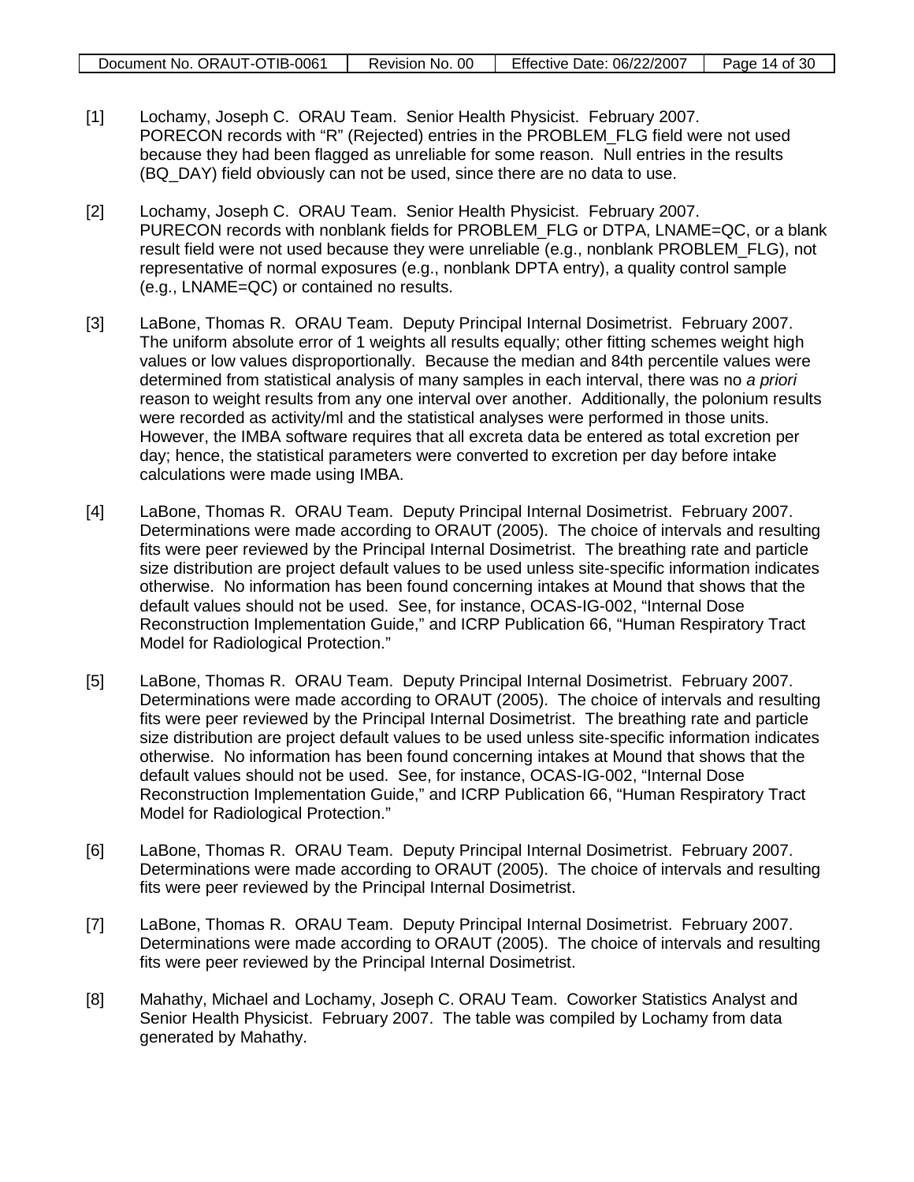[1] Lochamy, Joseph C. ORAU Team. Senior Health Physicist. February 2007. PORECON records with "R" (Rejected) entries in the PROBLEM_FLG field were not used because they had been flagged as unreliable for some reason. Null entries in the results (BQ_DAY) field obviously can not be used, since there are no data to use.

[2] Lochamy, Joseph C. ORAU Team. Senior Health Physicist. February 2007. PURECON records with nonblank fields for PROBLEM_FLG or DTPA, LNAME=QC, or a blank result field were not used because they were unreliable (e.g., nonblank PROBLEM_FLG), not representative of normal exposures (e.g., nonblank DPTA entry), a quality control sample (e.g., LNAME=QC) or contained no results.

[3] LaBone, Thomas R. ORAU Team. Deputy Principal Internal Dosimetrist. February 2007. The uniform absolute error of 1 weights all results equally; other fitting schemes weight high values or low values disproportionally. Because the median and 84th percentile values were determined from statistical analysis of many samples in each interval, there was no *a priori* reason to weight results from any one interval over another. Additionally, the polonium results were recorded as activity/ml and the statistical analyses were performed in those units. However, the IMBA software requires that all excreta data be entered as total excretion per day; hence, the statistical parameters were converted to excretion per day before intake calculations were made using IMBA.

[4] LaBone, Thomas R. ORAU Team. Deputy Principal Internal Dosimetrist. February 2007. Determinations were made according to ORAUT (2005). The choice of intervals and resulting fits were peer reviewed by the Principal Internal Dosimetrist. The breathing rate and particle size distribution are project default values to be used unless site-specific information indicates otherwise. No information has been found concerning intakes at Mound that shows that the default values should not be used. See, for instance, OCAS-IG-002, "Internal Dose Reconstruction Implementation Guide," and ICRP Publication 66, "Human Respiratory Tract Model for Radiological Protection."

[5] LaBone, Thomas R. ORAU Team. Deputy Principal Internal Dosimetrist. February 2007. Determinations were made according to ORAUT (2005). The choice of intervals and resulting fits were peer reviewed by the Principal Internal Dosimetrist. The breathing rate and particle size distribution are project default values to be used unless site-specific information indicates otherwise. No information has been found concerning intakes at Mound that shows that the default values should not be used. See, for instance, OCAS-IG-002, "Internal Dose Reconstruction Implementation Guide," and ICRP Publication 66, "Human Respiratory Tract Model for Radiological Protection."

[6] LaBone, Thomas R. ORAU Team. Deputy Principal Internal Dosimetrist. February 2007. Determinations were made according to ORAUT (2005). The choice of intervals and resulting fits were peer reviewed by the Principal Internal Dosimetrist.

[7] LaBone, Thomas R. ORAU Team. Deputy Principal Internal Dosimetrist. February 2007. Determinations were made according to ORAUT (2005). The choice of intervals and resulting fits were peer reviewed by the Principal Internal Dosimetrist.

[8] Mahathy, Michael and Lochamy, Joseph C. ORAU Team. Coworker Statistics Analyst and Senior Health Physicist. February 2007. The table was compiled by Lochamy from data generated by Mahathy.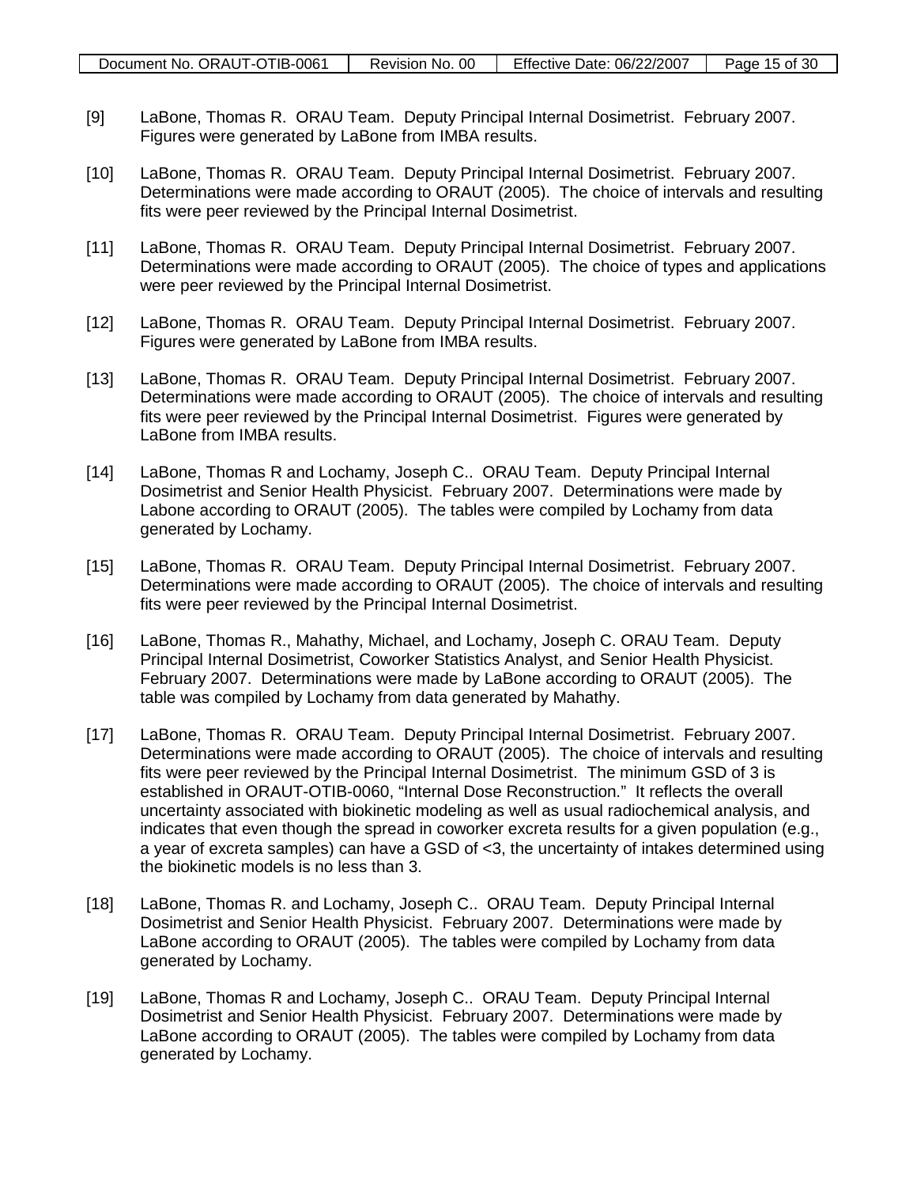[9] LaBone, Thomas R. ORAU Team. Deputy Principal Internal Dosimetrist. February 2007. Figures were generated by LaBone from IMBA results.

[10] LaBone, Thomas R. ORAU Team. Deputy Principal Internal Dosimetrist. February 2007. Determinations were made according to ORAUT (2005). The choice of intervals and resulting fits were peer reviewed by the Principal Internal Dosimetrist.

[11] LaBone, Thomas R. ORAU Team. Deputy Principal Internal Dosimetrist. February 2007. Determinations were made according to ORAUT (2005). The choice of types and applications were peer reviewed by the Principal Internal Dosimetrist.

[12] LaBone, Thomas R. ORAU Team. Deputy Principal Internal Dosimetrist. February 2007. Figures were generated by LaBone from IMBA results.

[13] LaBone, Thomas R. ORAU Team. Deputy Principal Internal Dosimetrist. February 2007. Determinations were made according to ORAUT (2005). The choice of intervals and resulting fits were peer reviewed by the Principal Internal Dosimetrist. Figures were generated by LaBone from IMBA results.

[14] LaBone, Thomas R and Lochamy, Joseph C.. ORAU Team. Deputy Principal Internal Dosimetrist and Senior Health Physicist. February 2007. Determinations were made by Labone according to ORAUT (2005). The tables were compiled by Lochamy from data generated by Lochamy.

[15] LaBone, Thomas R. ORAU Team. Deputy Principal Internal Dosimetrist. February 2007. Determinations were made according to ORAUT (2005). The choice of intervals and resulting fits were peer reviewed by the Principal Internal Dosimetrist.

[16] LaBone, Thomas R., Mahathy, Michael, and Lochamy, Joseph C. ORAU Team. Deputy Principal Internal Dosimetrist, Coworker Statistics Analyst, and Senior Health Physicist. February 2007. Determinations were made by LaBone according to ORAUT (2005). The table was compiled by Lochamy from data generated by Mahathy.

[17] LaBone, Thomas R. ORAU Team. Deputy Principal Internal Dosimetrist. February 2007. Determinations were made according to ORAUT (2005). The choice of intervals and resulting fits were peer reviewed by the Principal Internal Dosimetrist. The minimum GSD of 3 is established in ORAUT-OTIB-0060, "Internal Dose Reconstruction." It reflects the overall uncertainty associated with biokinetic modeling as well as usual radiochemical analysis, and indicates that even though the spread in coworker excreta results for a given population (e.g., a year of excreta samples) can have a GSD of <3, the uncertainty of intakes determined using the biokinetic models is no less than 3.

[18] LaBone, Thomas R. and Lochamy, Joseph C.. ORAU Team. Deputy Principal Internal Dosimetrist and Senior Health Physicist. February 2007. Determinations were made by LaBone according to ORAUT (2005). The tables were compiled by Lochamy from data generated by Lochamy.

[19] LaBone, Thomas R and Lochamy, Joseph C.. ORAU Team. Deputy Principal Internal Dosimetrist and Senior Health Physicist. February 2007. Determinations were made by LaBone according to ORAUT (2005). The tables were compiled by Lochamy from data generated by Lochamy.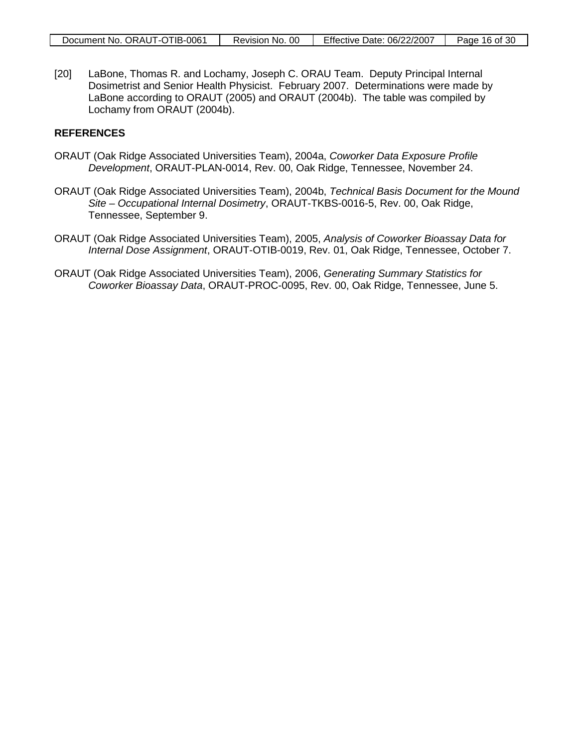[20] LaBone, Thomas R. and Lochamy, Joseph C. ORAU Team. Deputy Principal Internal Dosimetrist and Senior Health Physicist. February 2007. Determinations were made by LaBone according to ORAUT (2005) and ORAUT (2004b). The table was compiled by Lochamy from ORAUT (2004b).

## REFERENCES

ORAUT (Oak Ridge Associated Universities Team), 2004a, *Coworker Data Exposure Profile Development*, ORAUT-PLAN-0014, Rev. 00, Oak Ridge, Tennessee, November 24.

ORAUT (Oak Ridge Associated Universities Team), 2004b, *Technical Basis Document for the Mound Site – Occupational Internal Dosimetry*, ORAUT-TKBS-0016-5, Rev. 00, Oak Ridge, Tennessee, September 9.

ORAUT (Oak Ridge Associated Universities Team), 2005, *Analysis of Coworker Bioassay Data for Internal Dose Assignment*, ORAUT-OTIB-0019, Rev. 01, Oak Ridge, Tennessee, October 7.

ORAUT (Oak Ridge Associated Universities Team), 2006, *Generating Summary Statistics for Coworker Bioassay Data*, ORAUT-PROC-0095, Rev. 00, Oak Ridge, Tennessee, June 5.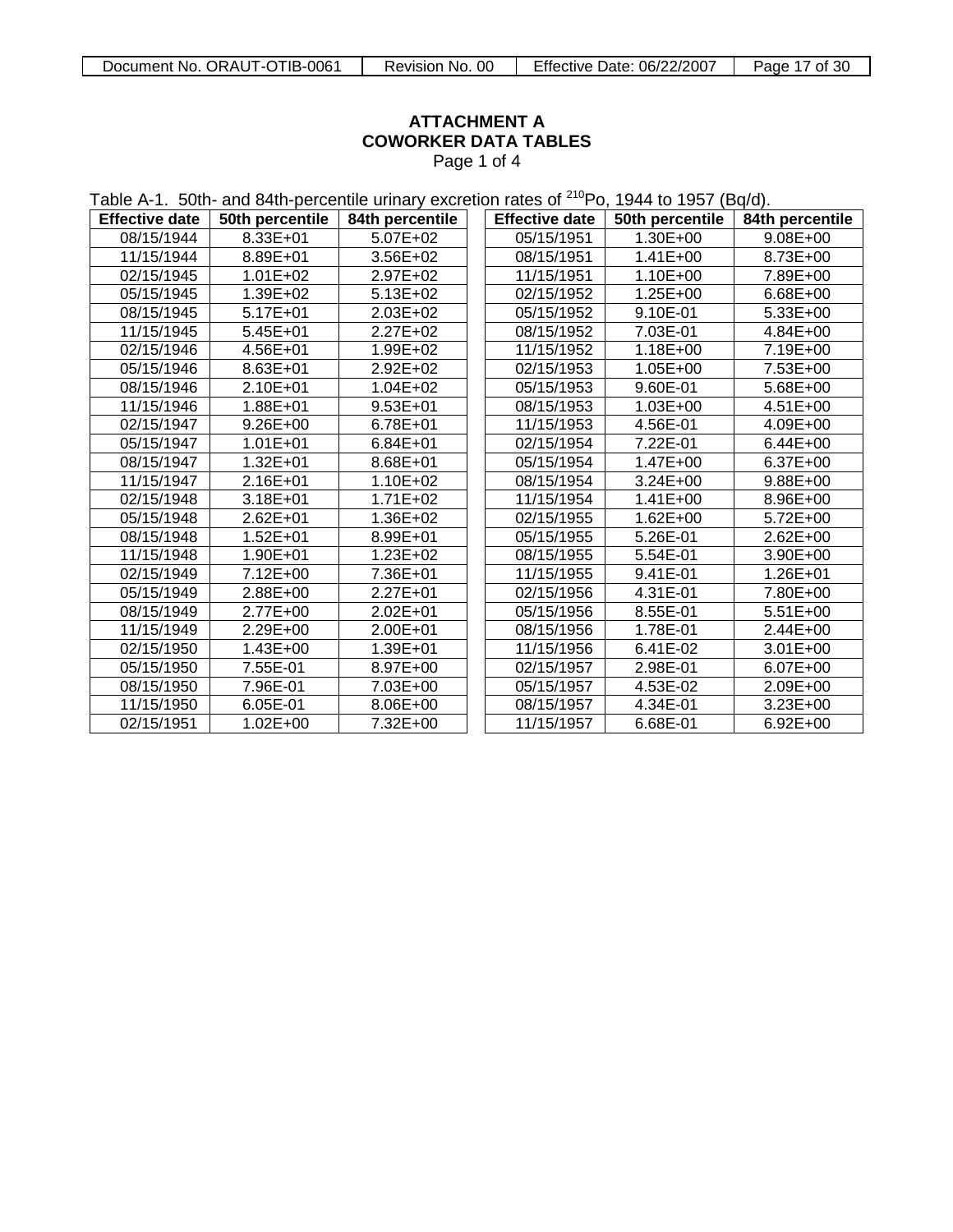**ATTACHMENT A**
**COWORKER DATA TABLES**
Page 1 of 4

Table A-1. 50th- and 84th-percentile urinary excretion rates of $^{210}$Po, 1944 to 1957 (Bq/d).

| Effective date | 50th percentile | 84th percentile | Effective date | 50th percentile | 84th percentile |
|---|---|---|---|---|---|
| 08/15/1944 | 8.33E+01 | 5.07E+02 | 05/15/1951 | 1.30E+00 | 9.08E+00 |
| 11/15/1944 | 8.89E+01 | 3.56E+02 | 08/15/1951 | 1.41E+00 | 8.73E+00 |
| 02/15/1945 | 1.01E+02 | 2.97E+02 | 11/15/1951 | 1.10E+00 | 7.89E+00 |
| 05/15/1945 | 1.39E+02 | 5.13E+02 | 02/15/1952 | 1.25E+00 | 6.68E+00 |
| 08/15/1945 | 5.17E+01 | 2.03E+02 | 05/15/1952 | 9.10E-01 | 5.33E+00 |
| 11/15/1945 | 5.45E+01 | 2.27E+02 | 08/15/1952 | 7.03E-01 | 4.84E+00 |
| 02/15/1946 | 4.56E+01 | 1.99E+02 | 11/15/1952 | 1.18E+00 | 7.19E+00 |
| 05/15/1946 | 8.63E+01 | 2.92E+02 | 02/15/1953 | 1.05E+00 | 7.53E+00 |
| 08/15/1946 | 2.10E+01 | 1.04E+02 | 05/15/1953 | 9.60E-01 | 5.68E+00 |
| 11/15/1946 | 1.88E+01 | 9.53E+01 | 08/15/1953 | 1.03E+00 | 4.51E+00 |
| 02/15/1947 | 9.26E+00 | 6.78E+01 | 11/15/1953 | 4.56E-01 | 4.09E+00 |
| 05/15/1947 | 1.01E+01 | 6.84E+01 | 02/15/1954 | 7.22E-01 | 6.44E+00 |
| 08/15/1947 | 1.32E+01 | 8.68E+01 | 05/15/1954 | 1.47E+00 | 6.37E+00 |
| 11/15/1947 | 2.16E+01 | 1.10E+02 | 08/15/1954 | 3.24E+00 | 9.88E+00 |
| 02/15/1948 | 3.18E+01 | 1.71E+02 | 11/15/1954 | 1.41E+00 | 8.96E+00 |
| 05/15/1948 | 2.62E+01 | 1.36E+02 | 02/15/1955 | 1.62E+00 | 5.72E+00 |
| 08/15/1948 | 1.52E+01 | 8.99E+01 | 05/15/1955 | 5.26E-01 | 2.62E+00 |
| 11/15/1948 | 1.90E+01 | 1.23E+02 | 08/15/1955 | 5.54E-01 | 3.90E+00 |
| 02/15/1949 | 7.12E+00 | 7.36E+01 | 11/15/1955 | 9.41E-01 | 1.26E+01 |
| 05/15/1949 | 2.88E+00 | 2.27E+01 | 02/15/1956 | 4.31E-01 | 7.80E+00 |
| 08/15/1949 | 2.77E+00 | 2.02E+01 | 05/15/1956 | 8.55E-01 | 5.51E+00 |
| 11/15/1949 | 2.29E+00 | 2.00E+01 | 08/15/1956 | 1.78E-01 | 2.44E+00 |
| 02/15/1950 | 1.43E+00 | 1.39E+01 | 11/15/1956 | 6.41E-02 | 3.01E+00 |
| 05/15/1950 | 7.55E-01 | 8.97E+00 | 02/15/1957 | 2.98E-01 | 6.07E+00 |
| 08/15/1950 | 7.96E-01 | 7.03E+00 | 05/15/1957 | 4.53E-02 | 2.09E+00 |
| 11/15/1950 | 6.05E-01 | 8.06E+00 | 08/15/1957 | 4.34E-01 | 3.23E+00 |
| 02/15/1951 | 1.02E+00 | 7.32E+00 | 11/15/1957 | 6.68E-01 | 6.92E+00 |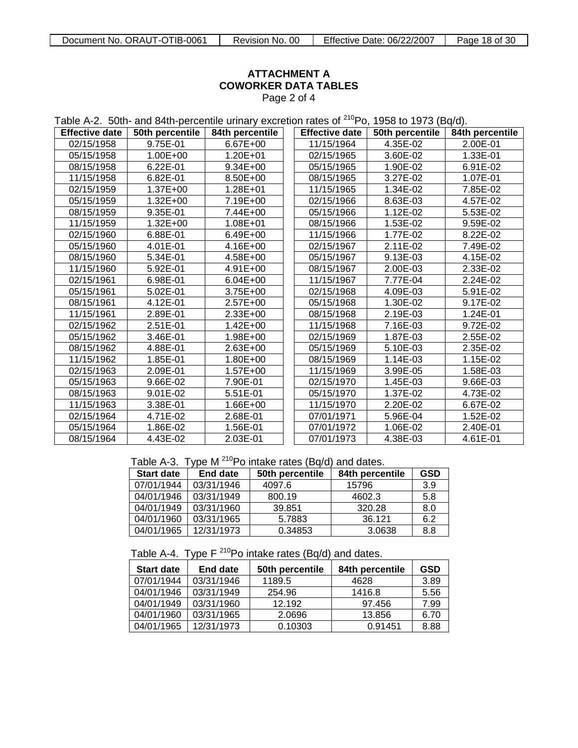**ATTACHMENT A**
**COWORKER DATA TABLES**
Page 2 of 4

Table A-2. 50th- and 84th-percentile urinary excretion rates of $^{210}$Po, 1958 to 1973 (Bq/d).

| Effective date | 50th percentile | 84th percentile | Effective date | 50th percentile | 84th percentile |
|---|---|---|---|---|---|
| 02/15/1958 | 9.75E-01 | 6.67E+00 | 11/15/1964 | 4.35E-02 | 2.00E-01 |
| 05/15/1958 | 1.00E+00 | 1.20E+01 | 02/15/1965 | 3.60E-02 | 1.33E-01 |
| 08/15/1958 | 6.22E-01 | 9.34E+00 | 05/15/1965 | 1.90E-02 | 6.91E-02 |
| 11/15/1958 | 6.82E-01 | 8.50E+00 | 08/15/1965 | 3.27E-02 | 1.07E-01 |
| 02/15/1959 | 1.37E+00 | 1.28E+01 | 11/15/1965 | 1.34E-02 | 7.85E-02 |
| 05/15/1959 | 1.32E+00 | 7.19E+00 | 02/15/1966 | 8.63E-03 | 4.57E-02 |
| 08/15/1959 | 9.35E-01 | 7.44E+00 | 05/15/1966 | 1.12E-02 | 5.53E-02 |
| 11/15/1959 | 1.32E+00 | 1.08E+01 | 08/15/1966 | 1.53E-02 | 9.59E-02 |
| 02/15/1960 | 6.88E-01 | 6.49E+00 | 11/15/1966 | 1.77E-02 | 8.22E-02 |
| 05/15/1960 | 4.01E-01 | 4.16E+00 | 02/15/1967 | 2.11E-02 | 7.49E-02 |
| 08/15/1960 | 5.34E-01 | 4.58E+00 | 05/15/1967 | 9.13E-03 | 4.15E-02 |
| 11/15/1960 | 5.92E-01 | 4.91E+00 | 08/15/1967 | 2.00E-03 | 2.33E-02 |
| 02/15/1961 | 6.98E-01 | 6.04E+00 | 11/15/1967 | 7.77E-04 | 2.24E-02 |
| 05/15/1961 | 5.02E-01 | 3.75E+00 | 02/15/1968 | 4.09E-03 | 5.91E-02 |
| 08/15/1961 | 4.12E-01 | 2.57E+00 | 05/15/1968 | 1.30E-02 | 9.17E-02 |
| 11/15/1961 | 2.89E-01 | 2.33E+00 | 08/15/1968 | 2.19E-03 | 1.24E-01 |
| 02/15/1962 | 2.51E-01 | 1.42E+00 | 11/15/1968 | 7.16E-03 | 9.72E-02 |
| 05/15/1962 | 3.46E-01 | 1.98E+00 | 02/15/1969 | 1.87E-03 | 2.55E-02 |
| 08/15/1962 | 4.88E-01 | 2.63E+00 | 05/15/1969 | 5.10E-03 | 2.35E-02 |
| 11/15/1962 | 1.85E-01 | 1.80E+00 | 08/15/1969 | 1.14E-03 | 1.15E-02 |
| 02/15/1963 | 2.09E-01 | 1.57E+00 | 11/15/1969 | 3.99E-05 | 1.58E-03 |
| 05/15/1963 | 9.66E-02 | 7.90E-01 | 02/15/1970 | 1.45E-03 | 9.66E-03 |
| 08/15/1963 | 9.01E-02 | 5.51E-01 | 05/15/1970 | 1.37E-02 | 4.73E-02 |
| 11/15/1963 | 3.38E-01 | 1.66E+00 | 11/15/1970 | 2.20E-02 | 6.67E-02 |
| 02/15/1964 | 4.71E-02 | 2.68E-01 | 07/01/1971 | 5.96E-04 | 1.52E-02 |
| 05/15/1964 | 1.86E-02 | 1.56E-01 | 07/01/1972 | 1.06E-02 | 2.40E-01 |
| 08/15/1964 | 4.43E-02 | 2.03E-01 | 07/01/1973 | 4.38E-03 | 4.61E-01 |

Table A-3. Type M $^{210}$Po intake rates (Bq/d) and dates.

| Start date | End date | 50th percentile | 84th percentile | GSD |
|---|---|---|---|---|
| 07/01/1944 | 03/31/1946 | 4097.6 | 15796 | 3.9 |
| 04/01/1946 | 03/31/1949 | 800.19 | 4602.3 | 5.8 |
| 04/01/1949 | 03/31/1960 | 39.851 | 320.28 | 8.0 |
| 04/01/1960 | 03/31/1965 | 5.7883 | 36.121 | 6.2 |
| 04/01/1965 | 12/31/1973 | 0.34853 | 3.0638 | 8.8 |

Table A-4. Type F $^{210}$Po intake rates (Bq/d) and dates.

| Start date | End date | 50th percentile | 84th percentile | GSD |
|---|---|---|---|---|
| 07/01/1944 | 03/31/1946 | 1189.5 | 4628 | 3.89 |
| 04/01/1946 | 03/31/1949 | 254.96 | 1416.8 | 5.56 |
| 04/01/1949 | 03/31/1960 | 12.192 | 97.456 | 7.99 |
| 04/01/1960 | 03/31/1965 | 2.0696 | 13.856 | 6.70 |
| 04/01/1965 | 12/31/1973 | 0.10303 | 0.91451 | 8.88 |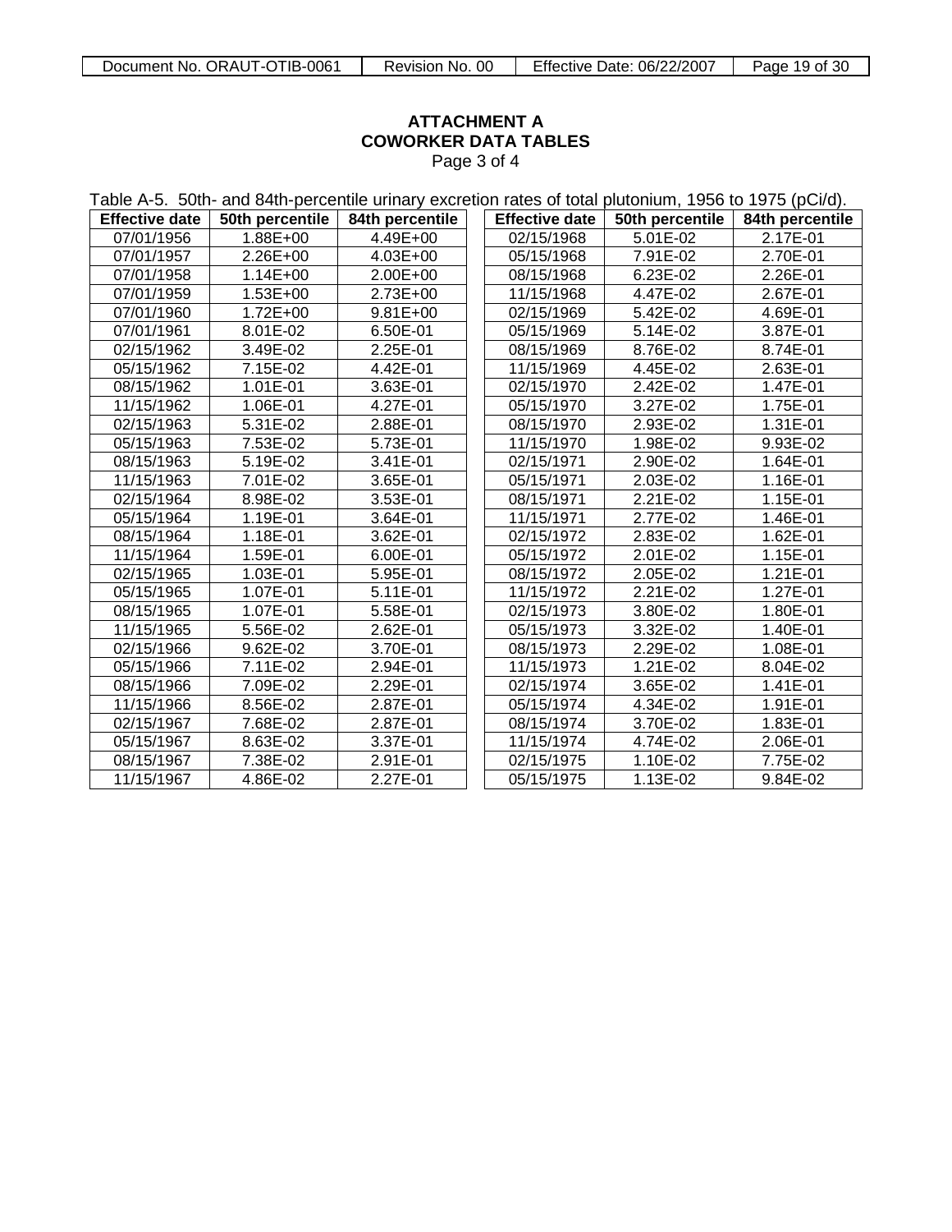**ATTACHMENT A**
**COWORKER DATA TABLES**
Page 3 of 4

Table A-5. 50th- and 84th-percentile urinary excretion rates of total plutonium, 1956 to 1975 (pCi/d).

| Effective date | 50th percentile | 84th percentile | | Effective date | 50th percentile | 84th percentile |
|---|---|---|---|---|---|---|
| 07/01/1956 | 1.88E+00 | 4.49E+00 | | 02/15/1968 | 5.01E-02 | 2.17E-01 |
| 07/01/1957 | 2.26E+00 | 4.03E+00 | | 05/15/1968 | 7.91E-02 | 2.70E-01 |
| 07/01/1958 | 1.14E+00 | 2.00E+00 | | 08/15/1968 | 6.23E-02 | 2.26E-01 |
| 07/01/1959 | 1.53E+00 | 2.73E+00 | | 11/15/1968 | 4.47E-02 | 2.67E-01 |
| 07/01/1960 | 1.72E+00 | 9.81E+00 | | 02/15/1969 | 5.42E-02 | 4.69E-01 |
| 07/01/1961 | 8.01E-02 | 6.50E-01 | | 05/15/1969 | 5.14E-02 | 3.87E-01 |
| 02/15/1962 | 3.49E-02 | 2.25E-01 | | 08/15/1969 | 8.76E-02 | 8.74E-01 |
| 05/15/1962 | 7.15E-02 | 4.42E-01 | | 11/15/1969 | 4.45E-02 | 2.63E-01 |
| 08/15/1962 | 1.01E-01 | 3.63E-01 | | 02/15/1970 | 2.42E-02 | 1.47E-01 |
| 11/15/1962 | 1.06E-01 | 4.27E-01 | | 05/15/1970 | 3.27E-02 | 1.75E-01 |
| 02/15/1963 | 5.31E-02 | 2.88E-01 | | 08/15/1970 | 2.93E-02 | 1.31E-01 |
| 05/15/1963 | 7.53E-02 | 5.73E-01 | | 11/15/1970 | 1.98E-02 | 9.93E-02 |
| 08/15/1963 | 5.19E-02 | 3.41E-01 | | 02/15/1971 | 2.90E-02 | 1.64E-01 |
| 11/15/1963 | 7.01E-02 | 3.65E-01 | | 05/15/1971 | 2.03E-02 | 1.16E-01 |
| 02/15/1964 | 8.98E-02 | 3.53E-01 | | 08/15/1971 | 2.21E-02 | 1.15E-01 |
| 05/15/1964 | 1.19E-01 | 3.64E-01 | | 11/15/1971 | 2.77E-02 | 1.46E-01 |
| 08/15/1964 | 1.18E-01 | 3.62E-01 | | 02/15/1972 | 2.83E-02 | 1.62E-01 |
| 11/15/1964 | 1.59E-01 | 6.00E-01 | | 05/15/1972 | 2.01E-02 | 1.15E-01 |
| 02/15/1965 | 1.03E-01 | 5.95E-01 | | 08/15/1972 | 2.05E-02 | 1.21E-01 |
| 05/15/1965 | 1.07E-01 | 5.11E-01 | | 11/15/1972 | 2.21E-02 | 1.27E-01 |
| 08/15/1965 | 1.07E-01 | 5.58E-01 | | 02/15/1973 | 3.80E-02 | 1.80E-01 |
| 11/15/1965 | 5.56E-02 | 2.62E-01 | | 05/15/1973 | 3.32E-02 | 1.40E-01 |
| 02/15/1966 | 9.62E-02 | 3.70E-01 | | 08/15/1973 | 2.29E-02 | 1.08E-01 |
| 05/15/1966 | 7.11E-02 | 2.94E-01 | | 11/15/1973 | 1.21E-02 | 8.04E-02 |
| 08/15/1966 | 7.09E-02 | 2.29E-01 | | 02/15/1974 | 3.65E-02 | 1.41E-01 |
| 11/15/1966 | 8.56E-02 | 2.87E-01 | | 05/15/1974 | 4.34E-02 | 1.91E-01 |
| 02/15/1967 | 7.68E-02 | 2.87E-01 | | 08/15/1974 | 3.70E-02 | 1.83E-01 |
| 05/15/1967 | 8.63E-02 | 3.37E-01 | | 11/15/1974 | 4.74E-02 | 2.06E-01 |
| 08/15/1967 | 7.38E-02 | 2.91E-01 | | 02/15/1975 | 1.10E-02 | 7.75E-02 |
| 11/15/1967 | 4.86E-02 | 2.27E-01 | | 05/15/1975 | 1.13E-02 | 9.84E-02 |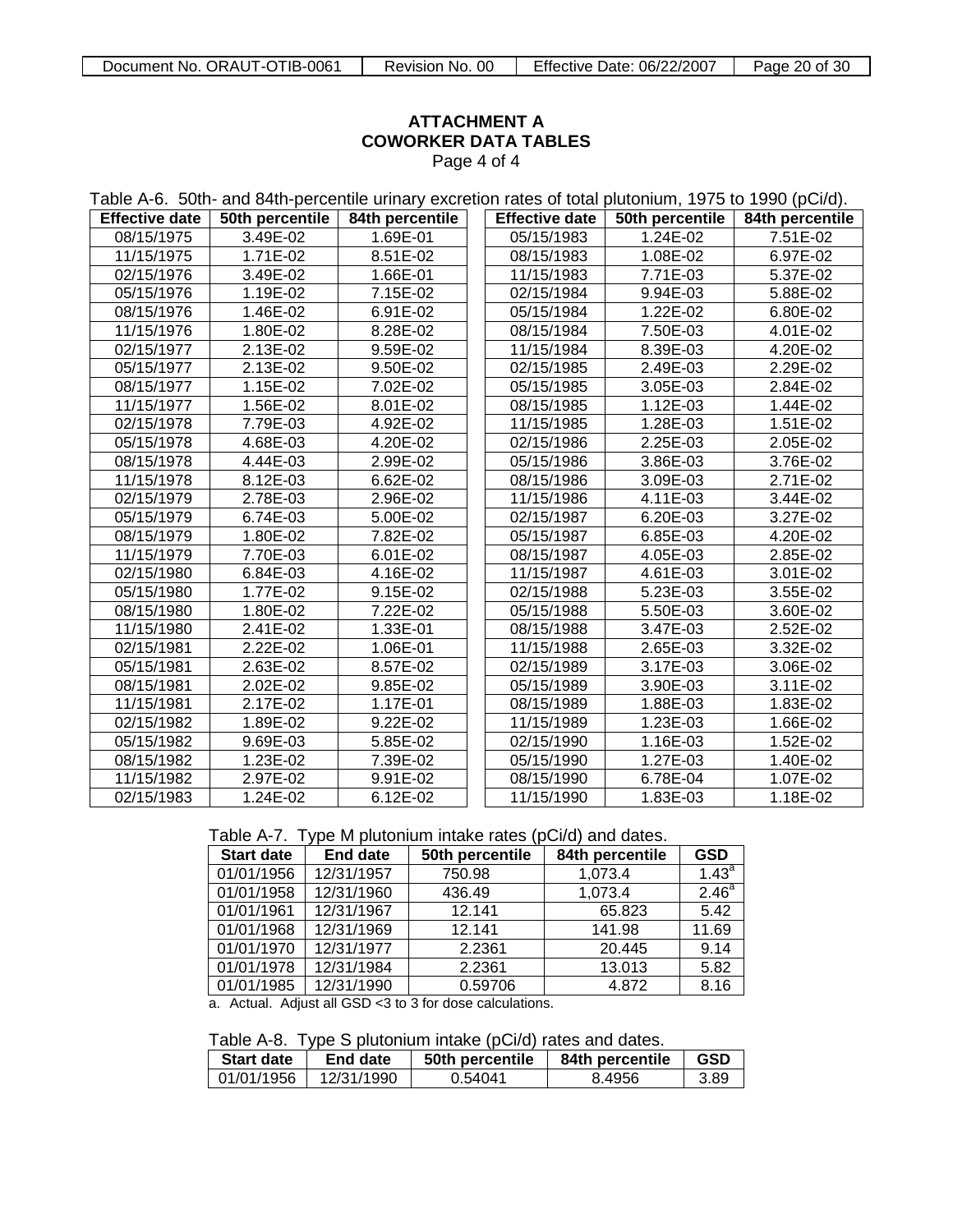**ATTACHMENT A**
**COWORKER DATA TABLES**
Page 4 of 4

Table A-6. 50th- and 84th-percentile urinary excretion rates of total plutonium, 1975 to 1990 (pCi/d).

| Effective date | 50th percentile | 84th percentile | Effective date | 50th percentile | 84th percentile |
|---|---|---|---|---|---|
| 08/15/1975 | 3.49E-02 | 1.69E-01 | 05/15/1983 | 1.24E-02 | 7.51E-02 |
| 11/15/1975 | 1.71E-02 | 8.51E-02 | 08/15/1983 | 1.08E-02 | 6.97E-02 |
| 02/15/1976 | 3.49E-02 | 1.66E-01 | 11/15/1983 | 7.71E-03 | 5.37E-02 |
| 05/15/1976 | 1.19E-02 | 7.15E-02 | 02/15/1984 | 9.94E-03 | 5.88E-02 |
| 08/15/1976 | 1.46E-02 | 6.91E-02 | 05/15/1984 | 1.22E-02 | 6.80E-02 |
| 11/15/1976 | 1.80E-02 | 8.28E-02 | 08/15/1984 | 7.50E-03 | 4.01E-02 |
| 02/15/1977 | 2.13E-02 | 9.59E-02 | 11/15/1984 | 8.39E-03 | 4.20E-02 |
| 05/15/1977 | 2.13E-02 | 9.50E-02 | 02/15/1985 | 2.49E-03 | 2.29E-02 |
| 08/15/1977 | 1.15E-02 | 7.02E-02 | 05/15/1985 | 3.05E-03 | 2.84E-02 |
| 11/15/1977 | 1.56E-02 | 8.01E-02 | 08/15/1985 | 1.12E-03 | 1.44E-02 |
| 02/15/1978 | 7.79E-03 | 4.92E-02 | 11/15/1985 | 1.28E-03 | 1.51E-02 |
| 05/15/1978 | 4.68E-03 | 4.20E-02 | 02/15/1986 | 2.25E-03 | 2.05E-02 |
| 08/15/1978 | 4.44E-03 | 2.99E-02 | 05/15/1986 | 3.86E-03 | 3.76E-02 |
| 11/15/1978 | 8.12E-03 | 6.62E-02 | 08/15/1986 | 3.09E-03 | 2.71E-02 |
| 02/15/1979 | 2.78E-03 | 2.96E-02 | 11/15/1986 | 4.11E-03 | 3.44E-02 |
| 05/15/1979 | 6.74E-03 | 5.00E-02 | 02/15/1987 | 6.20E-03 | 3.27E-02 |
| 08/15/1979 | 1.80E-02 | 7.82E-02 | 05/15/1987 | 6.85E-03 | 4.20E-02 |
| 11/15/1979 | 7.70E-03 | 6.01E-02 | 08/15/1987 | 4.05E-03 | 2.85E-02 |
| 02/15/1980 | 6.84E-03 | 4.16E-02 | 11/15/1987 | 4.61E-03 | 3.01E-02 |
| 05/15/1980 | 1.77E-02 | 9.15E-02 | 02/15/1988 | 5.23E-03 | 3.55E-02 |
| 08/15/1980 | 1.80E-02 | 7.22E-02 | 05/15/1988 | 5.50E-03 | 3.60E-02 |
| 11/15/1980 | 2.41E-02 | 1.33E-01 | 08/15/1988 | 3.47E-03 | 2.52E-02 |
| 02/15/1981 | 2.22E-02 | 1.06E-01 | 11/15/1988 | 2.65E-03 | 3.32E-02 |
| 05/15/1981 | 2.63E-02 | 8.57E-02 | 02/15/1989 | 3.17E-03 | 3.06E-02 |
| 08/15/1981 | 2.02E-02 | 9.85E-02 | 05/15/1989 | 3.90E-03 | 3.11E-02 |
| 11/15/1981 | 2.17E-02 | 1.17E-01 | 08/15/1989 | 1.88E-03 | 1.83E-02 |
| 02/15/1982 | 1.89E-02 | 9.22E-02 | 11/15/1989 | 1.23E-03 | 1.66E-02 |
| 05/15/1982 | 9.69E-03 | 5.85E-02 | 02/15/1990 | 1.16E-03 | 1.52E-02 |
| 08/15/1982 | 1.23E-02 | 7.39E-02 | 05/15/1990 | 1.27E-03 | 1.40E-02 |
| 11/15/1982 | 2.97E-02 | 9.91E-02 | 08/15/1990 | 6.78E-04 | 1.07E-02 |
| 02/15/1983 | 1.24E-02 | 6.12E-02 | 11/15/1990 | 1.83E-03 | 1.18E-02 |

Table A-7. Type M plutonium intake rates (pCi/d) and dates.

| Start date | End date | 50th percentile | 84th percentile | GSD |
|---|---|---|---|---|
| 01/01/1956 | 12/31/1957 | 750.98 | 1,073.4 | 1.43[a] |
| 01/01/1958 | 12/31/1960 | 436.49 | 1,073.4 | 2.46[a] |
| 01/01/1961 | 12/31/1967 | 12.141 | 65.823 | 5.42 |
| 01/01/1968 | 12/31/1969 | 12.141 | 141.98 | 11.69 |
| 01/01/1970 | 12/31/1977 | 2.2361 | 20.445 | 9.14 |
| 01/01/1978 | 12/31/1984 | 2.2361 | 13.013 | 5.82 |
| 01/01/1985 | 12/31/1990 | 0.59706 | 4.872 | 8.16 |

a. Actual. Adjust all GSD <3 to 3 for dose calculations.

Table A-8. Type S plutonium intake (pCi/d) rates and dates.

| Start date | End date | 50th percentile | 84th percentile | GSD |
|---|---|---|---|---|
| 01/01/1956 | 12/31/1990 | 0.54041 | 8.4956 | 3.89 |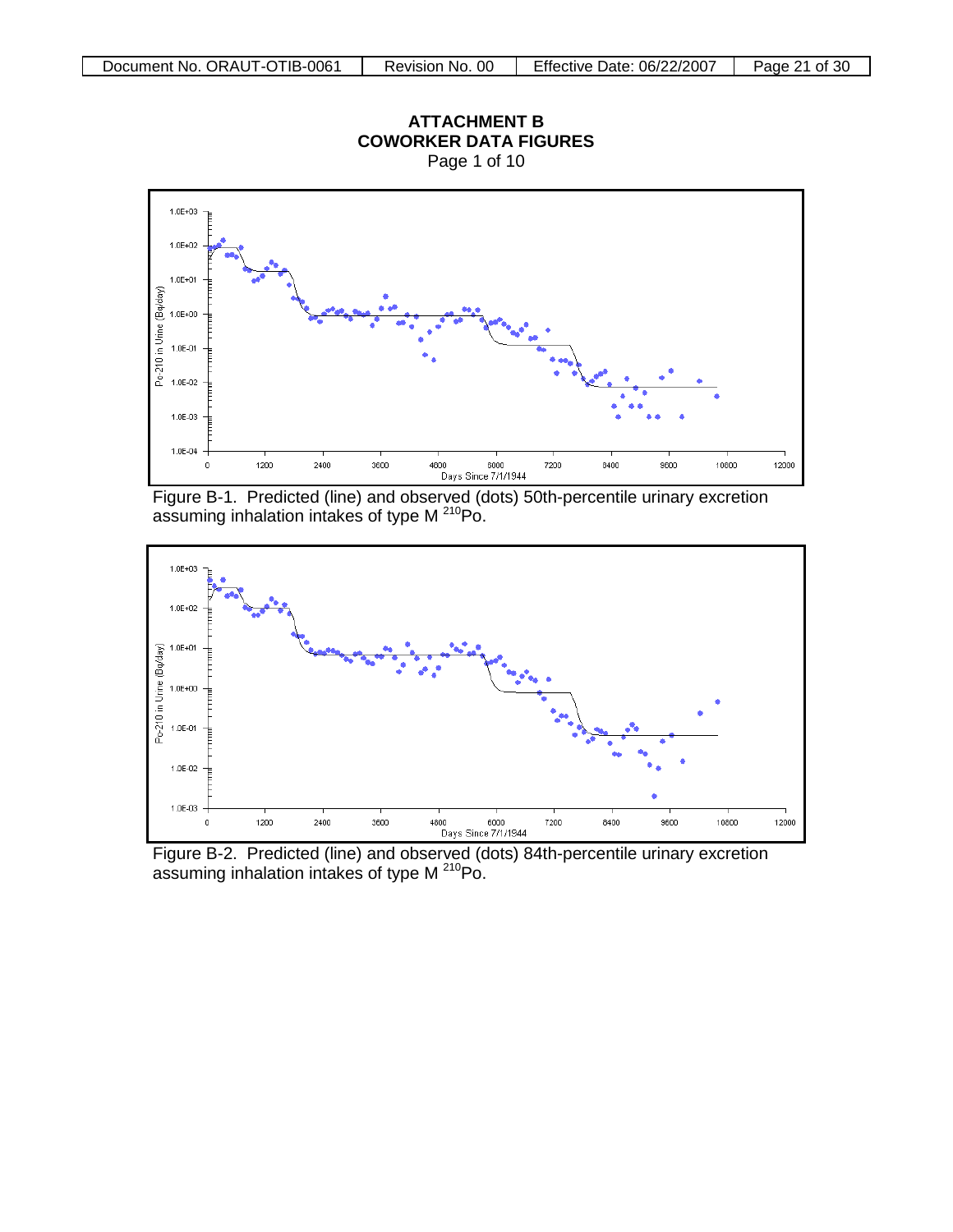# ATTACHMENT B
## COWORKER DATA FIGURES

Page 1 of 10

Figure B-1. Predicted (line) and observed (dots) 50th-percentile urinary excretion assuming inhalation intakes of type M $^{210}Po$.

Figure B-2. Predicted (line) and observed (dots) 84th-percentile urinary excretion assuming inhalation intakes of type M $^{210}Po$.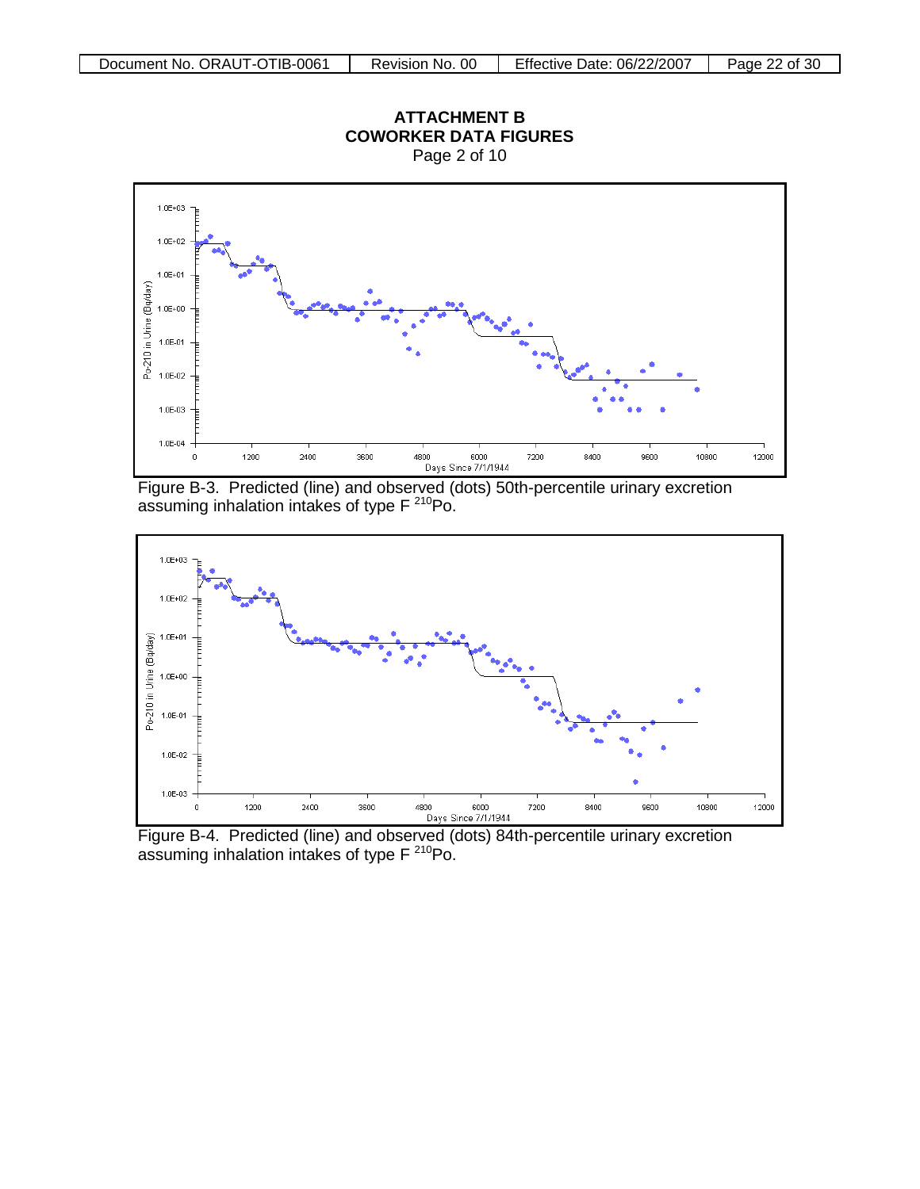**ATTACHMENT B**
**COWORKER DATA FIGURES**
Page 2 of 10

Figure B-3. Predicted (line) and observed (dots) 50th-percentile urinary excretion assuming inhalation intakes of type F $^{210}$Po.

Figure B-4. Predicted (line) and observed (dots) 84th-percentile urinary excretion assuming inhalation intakes of type F $^{210}$Po.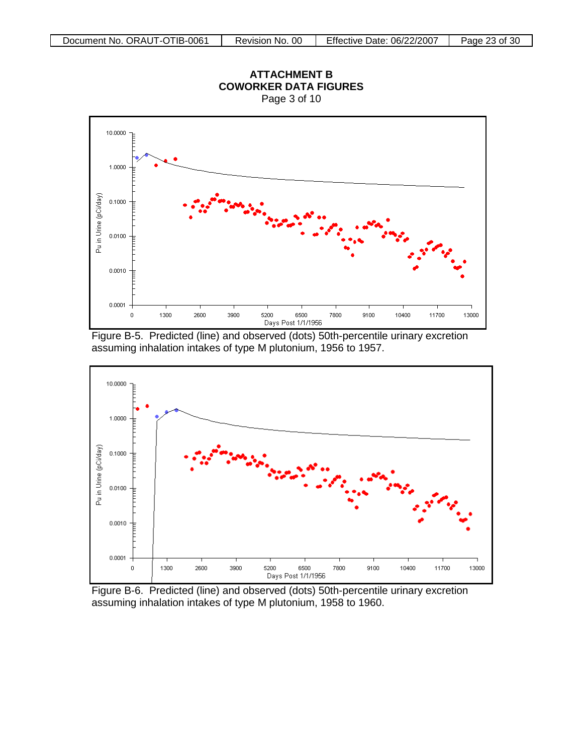# ATTACHMENT B
## COWORKER DATA FIGURES
Page 3 of 10

Figure B-5. Predicted (line) and observed (dots) 50th-percentile urinary excretion assuming inhalation intakes of type M plutonium, 1956 to 1957.

Figure B-6. Predicted (line) and observed (dots) 50th-percentile urinary excretion assuming inhalation intakes of type M plutonium, 1958 to 1960.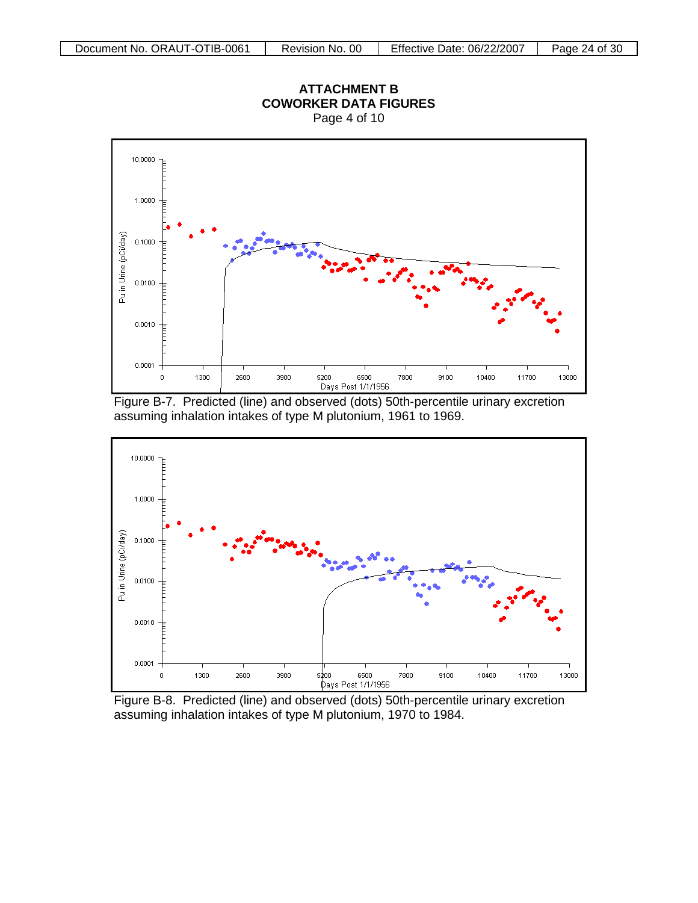**ATTACHMENT B**
**COWORKER DATA FIGURES**
Page 4 of 10

Figure B-7. Predicted (line) and observed (dots) 50th-percentile urinary excretion assuming inhalation intakes of type M plutonium, 1961 to 1969.

Figure B-8. Predicted (line) and observed (dots) 50th-percentile urinary excretion assuming inhalation intakes of type M plutonium, 1970 to 1984.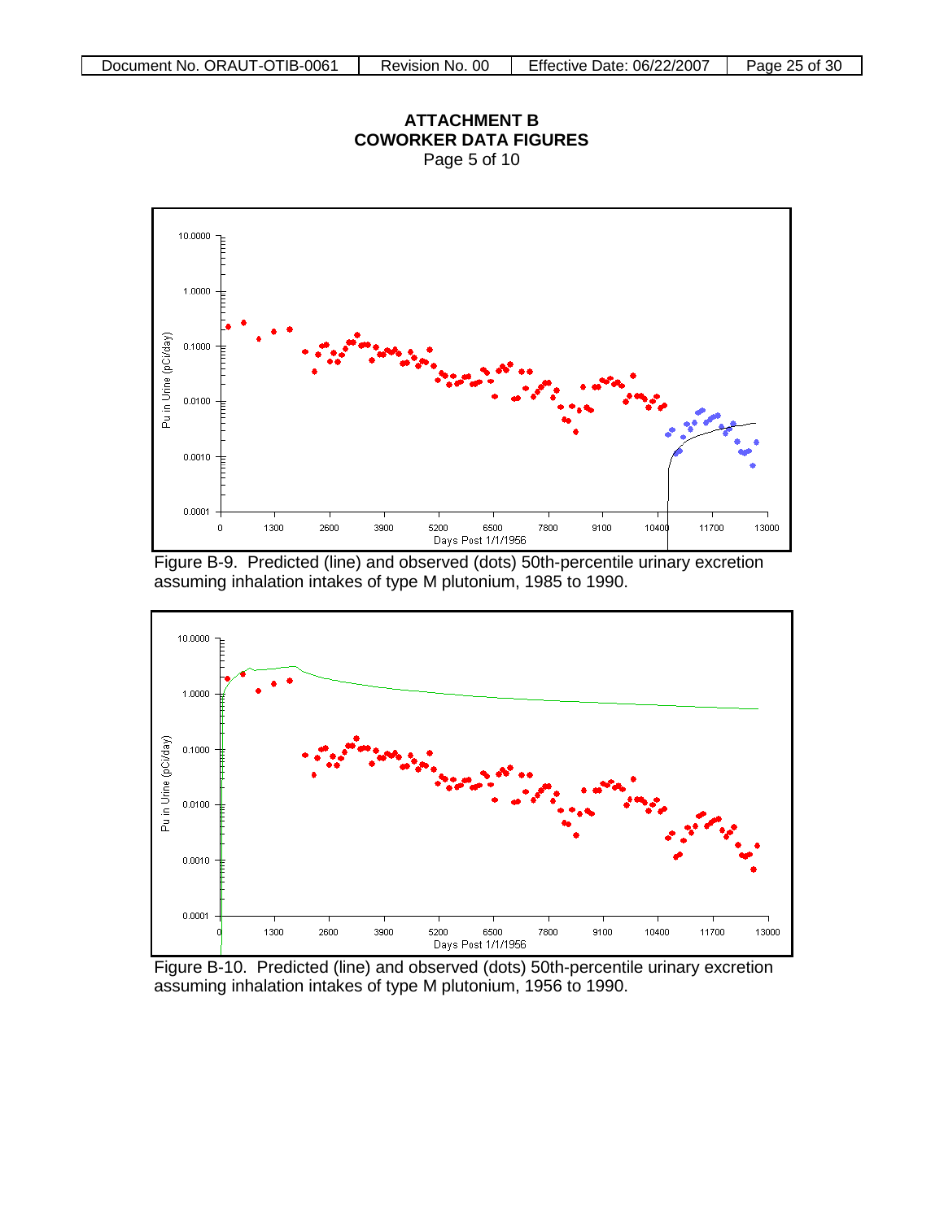## ATTACHMENT B
## COWORKER DATA FIGURES
Page 5 of 10

Figure B-9. Predicted (line) and observed (dots) 50th-percentile urinary excretion assuming inhalation intakes of type M plutonium, 1985 to 1990.

Figure B-10. Predicted (line) and observed (dots) 50th-percentile urinary excretion assuming inhalation intakes of type M plutonium, 1956 to 1990.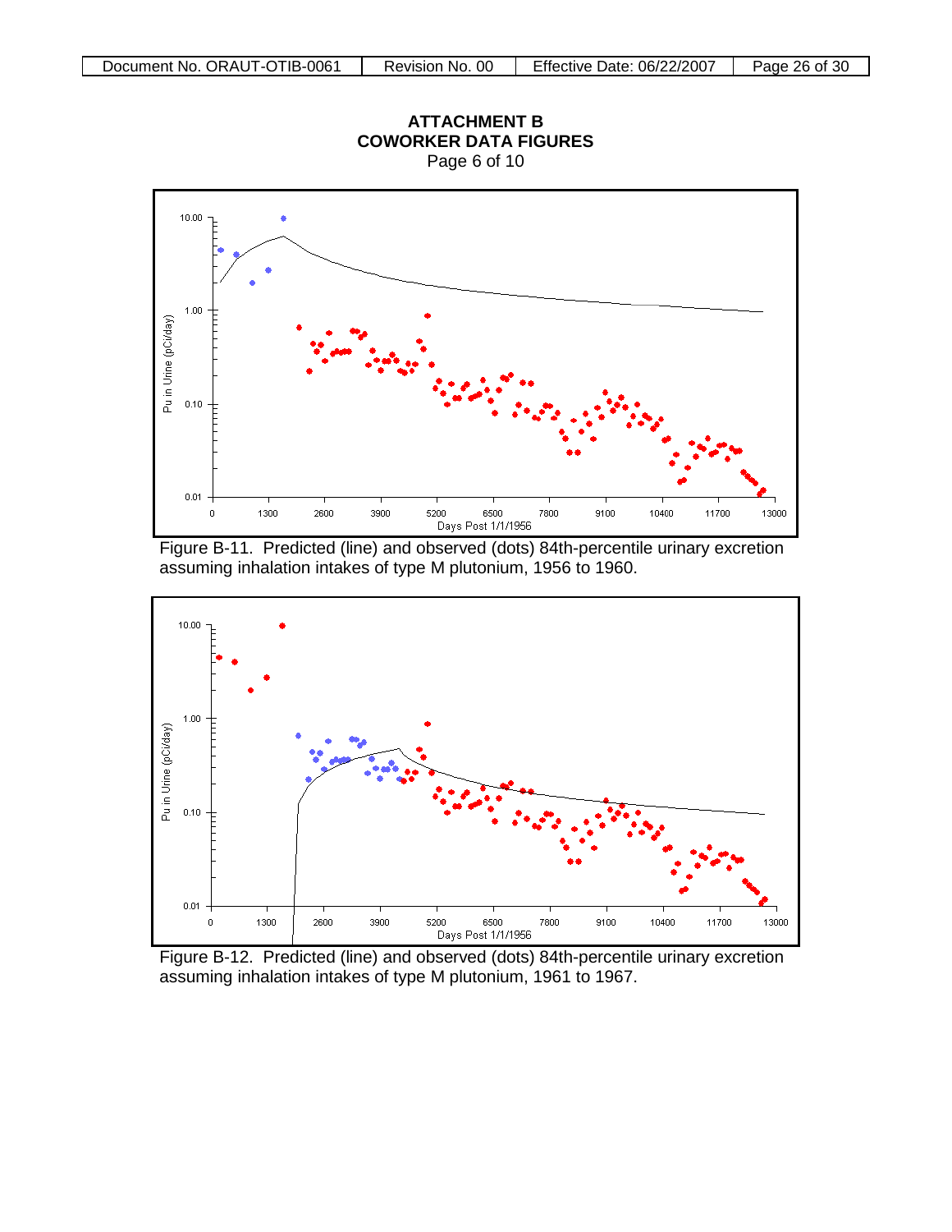## ATTACHMENT B
## COWORKER DATA FIGURES
Page 6 of 10

Figure B-11. Predicted (line) and observed (dots) 84th-percentile urinary excretion assuming inhalation intakes of type M plutonium, 1956 to 1960.

Figure B-12. Predicted (line) and observed (dots) 84th-percentile urinary excretion assuming inhalation intakes of type M plutonium, 1961 to 1967.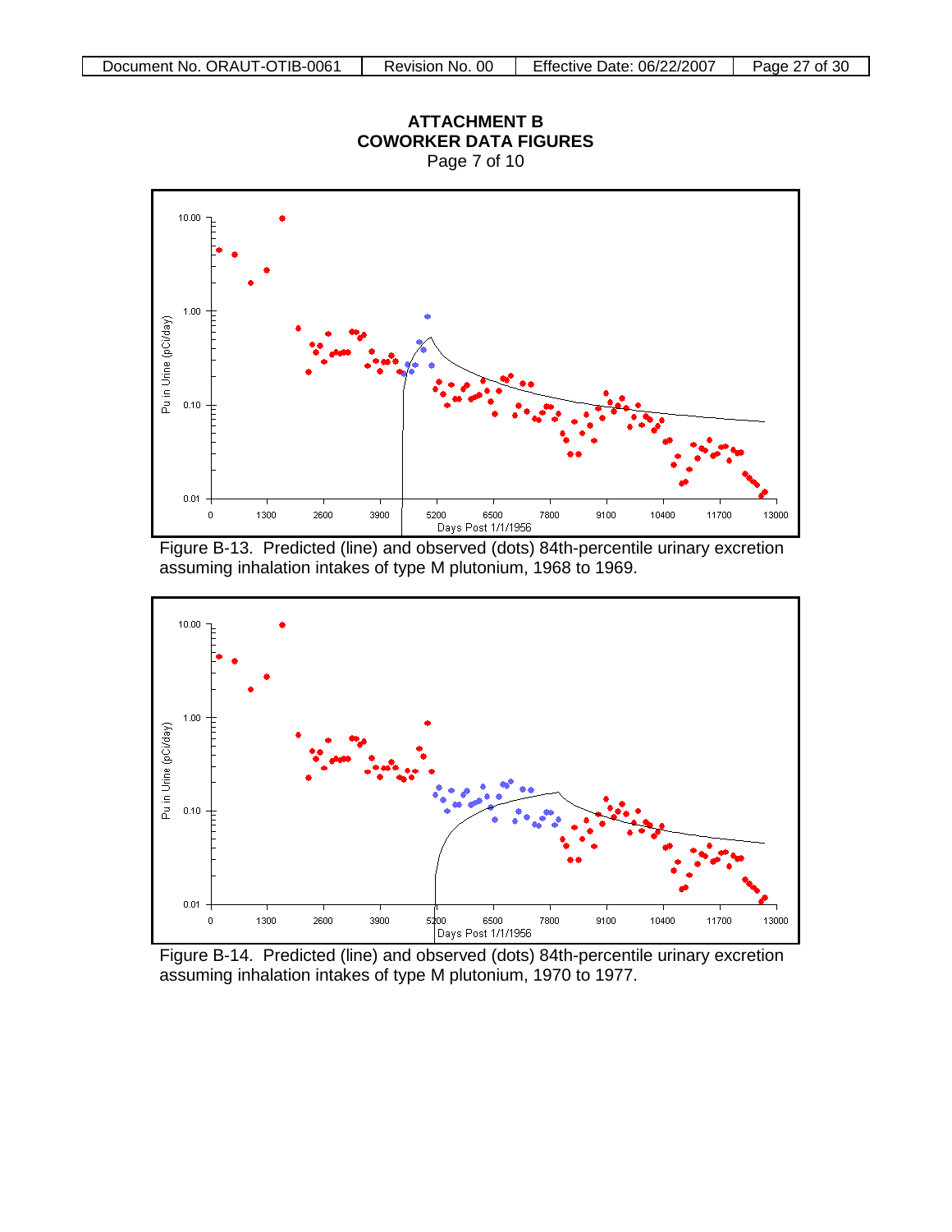**ATTACHMENT B**
**COWORKER DATA FIGURES**
Page 7 of 10

Figure B-13. Predicted (line) and observed (dots) 84th-percentile urinary excretion assuming inhalation intakes of type M plutonium, 1968 to 1969.

Figure B-14. Predicted (line) and observed (dots) 84th-percentile urinary excretion assuming inhalation intakes of type M plutonium, 1970 to 1977.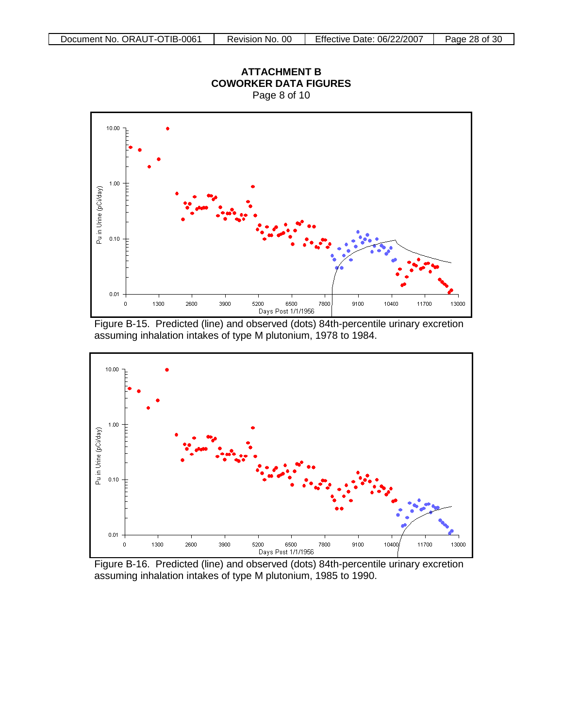**ATTACHMENT B**
**COWORKER DATA FIGURES**
Page 8 of 10

Figure B-15. Predicted (line) and observed (dots) 84th-percentile urinary excretion assuming inhalation intakes of type M plutonium, 1978 to 1984.

Figure B-16. Predicted (line) and observed (dots) 84th-percentile urinary excretion assuming inhalation intakes of type M plutonium, 1985 to 1990.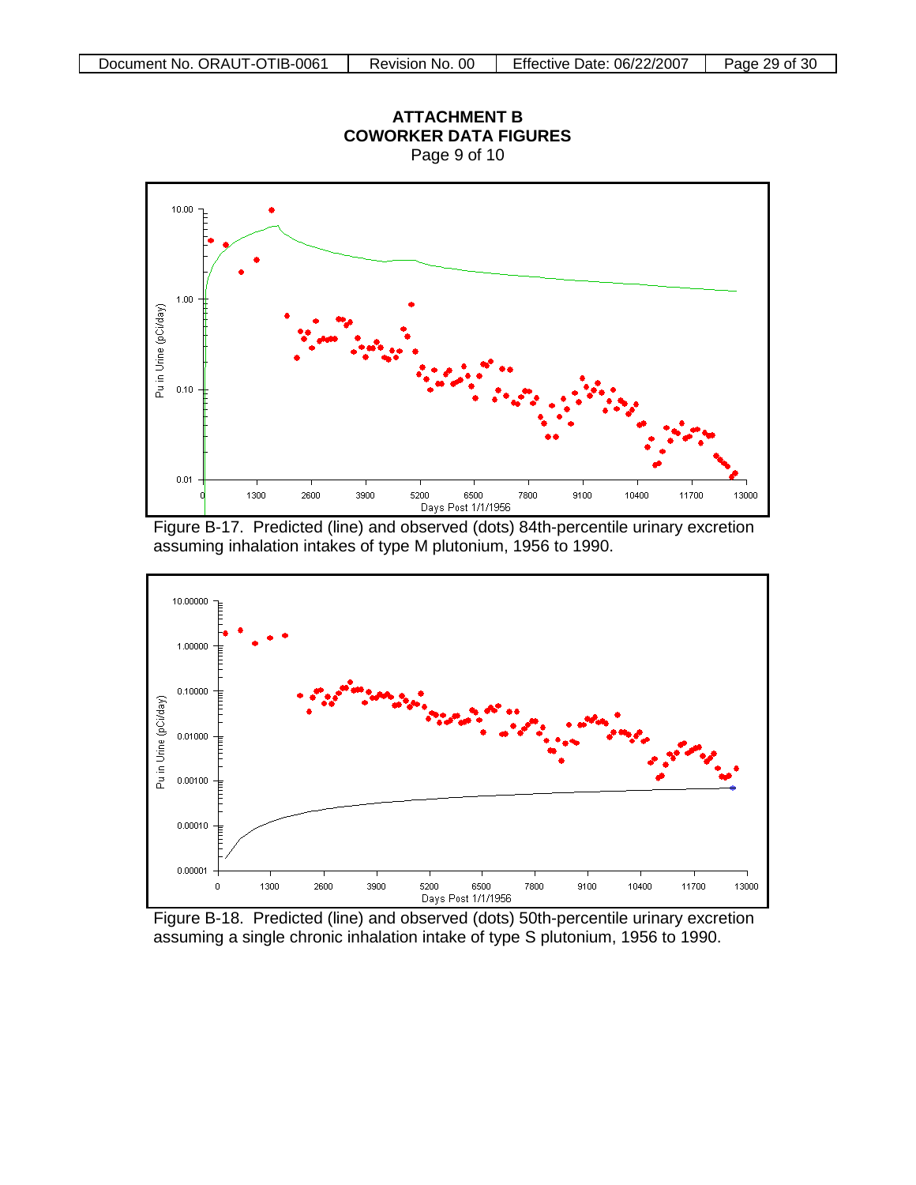## ATTACHMENT B
## COWORKER DATA FIGURES
Page 9 of 10

Figure B-17. Predicted (line) and observed (dots) 84th-percentile urinary excretion assuming inhalation intakes of type M plutonium, 1956 to 1990.

Figure B-18. Predicted (line) and observed (dots) 50th-percentile urinary excretion assuming a single chronic inhalation intake of type S plutonium, 1956 to 1990.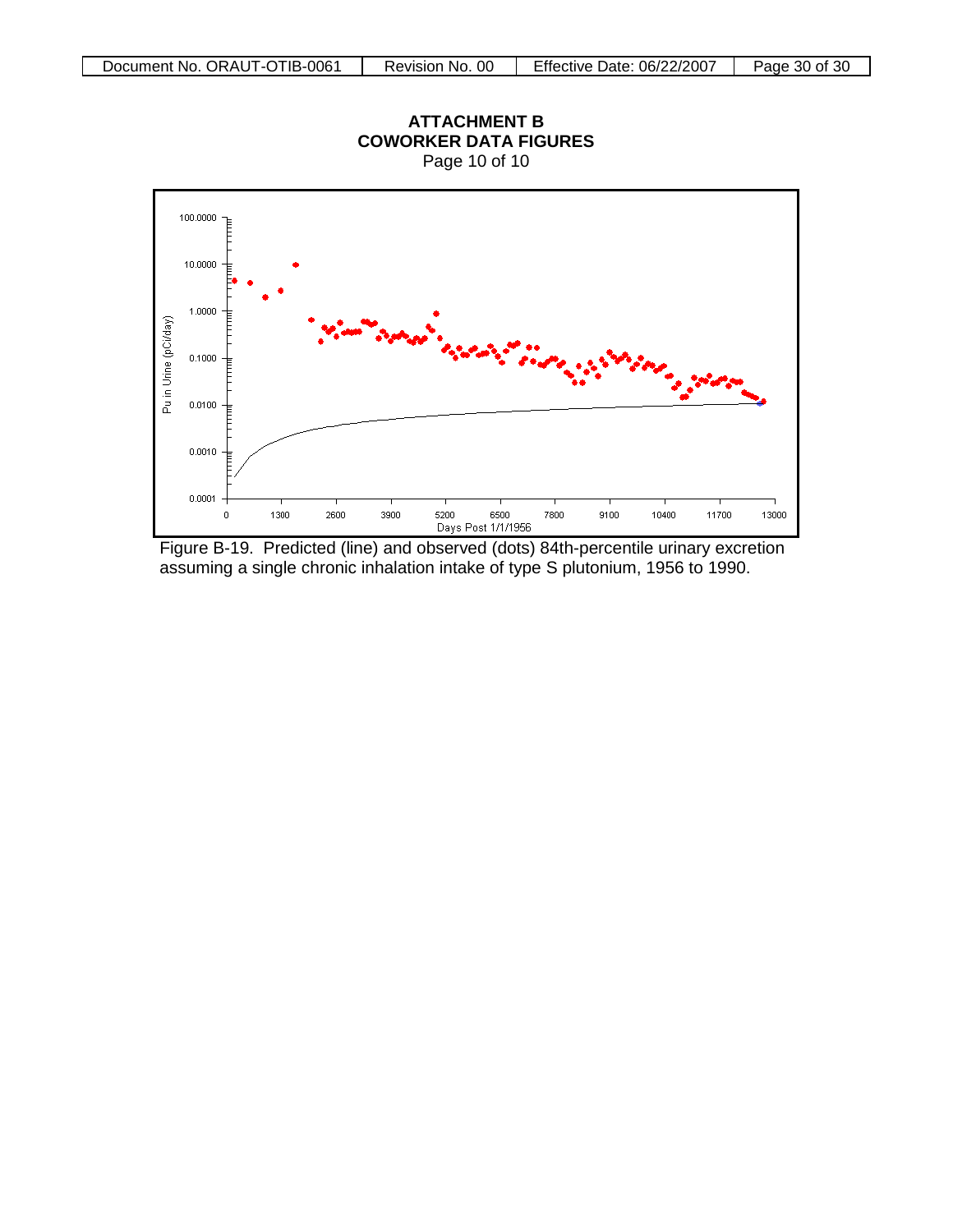**ATTACHMENT B**
**COWORKER DATA FIGURES**
Page 10 of 10

100.0000
10.0000
1.0000
0.1000
0.0100
0.0010
0.0001

Pu in Urine (pCi/day)

0
1300
2600
3900
5200
6500
7800
9100
10400
11700
13000

Days Post 1/1/1956

Figure B-19. Predicted (line) and observed (dots) 84th-percentile urinary excretion assuming a single chronic inhalation intake of type S plutonium, 1956 to 1990.